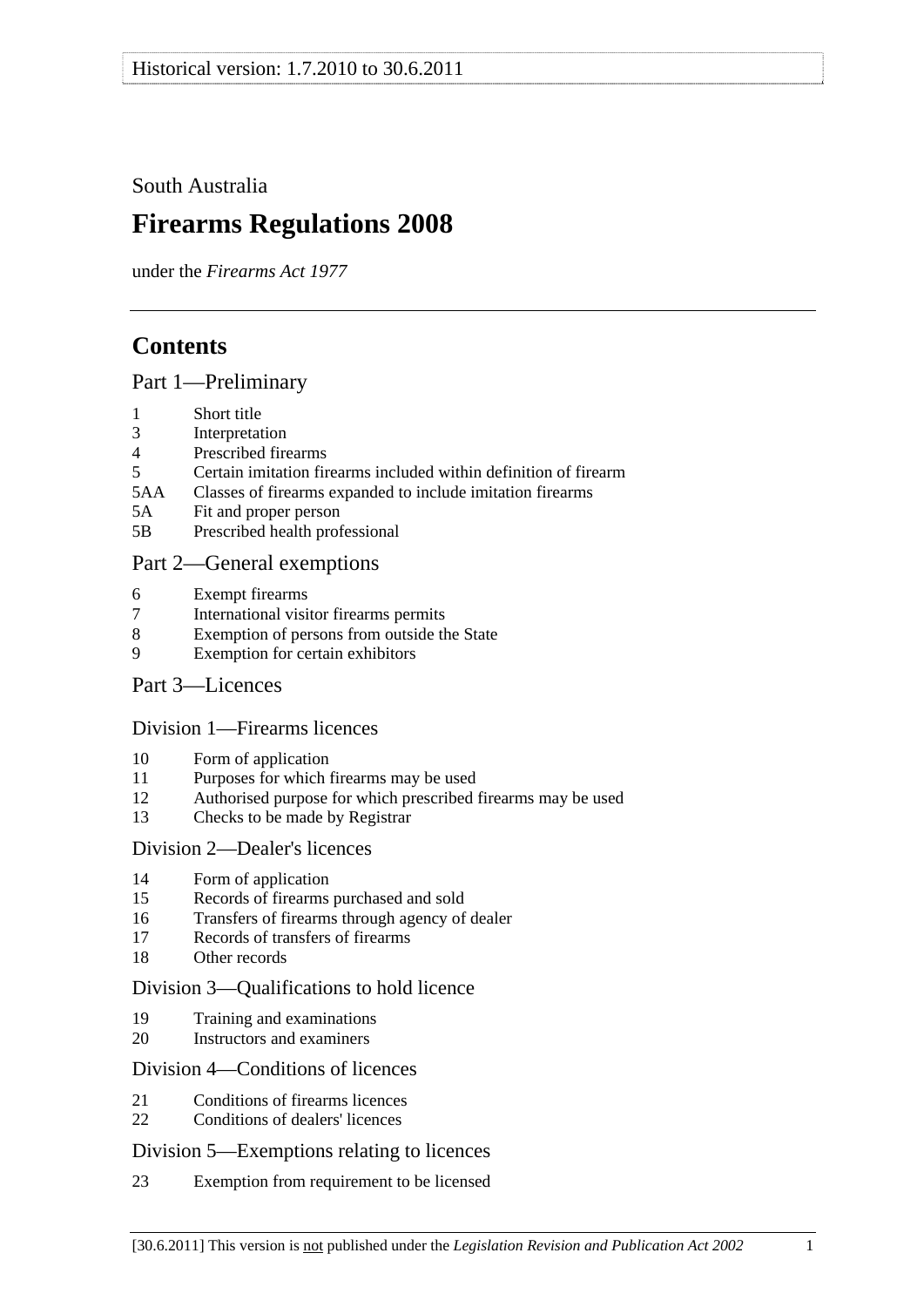Historical version: 1.7.2010 to 30.6.2011

South Australia

# Firearms Regulations 2008

under the *Firearms Act 1977*

## Contents

### Part 1—Preliminary

1 Short title
3 Interpretation
4 Prescribed firearms
5 Certain imitation firearms included within definition of firearm
5AA Classes of firearms expanded to include imitation firearms
5A Fit and proper person
5B Prescribed health professional

### Part 2—General exemptions

6 Exempt firearms
7 International visitor firearms permits
8 Exemption of persons from outside the State
9 Exemption for certain exhibitors

### Part 3—Licences

#### Division 1—Firearms licences

10 Form of application
11 Purposes for which firearms may be used
12 Authorised purpose for which prescribed firearms may be used
13 Checks to be made by Registrar

#### Division 2—Dealer's licences

14 Form of application
15 Records of firearms purchased and sold
16 Transfers of firearms through agency of dealer
17 Records of transfers of firearms
18 Other records

#### Division 3—Qualifications to hold licence

19 Training and examinations
20 Instructors and examiners

#### Division 4—Conditions of licences

21 Conditions of firearms licences
22 Conditions of dealers' licences

#### Division 5—Exemptions relating to licences

23 Exemption from requirement to be licensed

[30.6.2011] This version is not published under the *Legislation Revision and Publication Act 2002*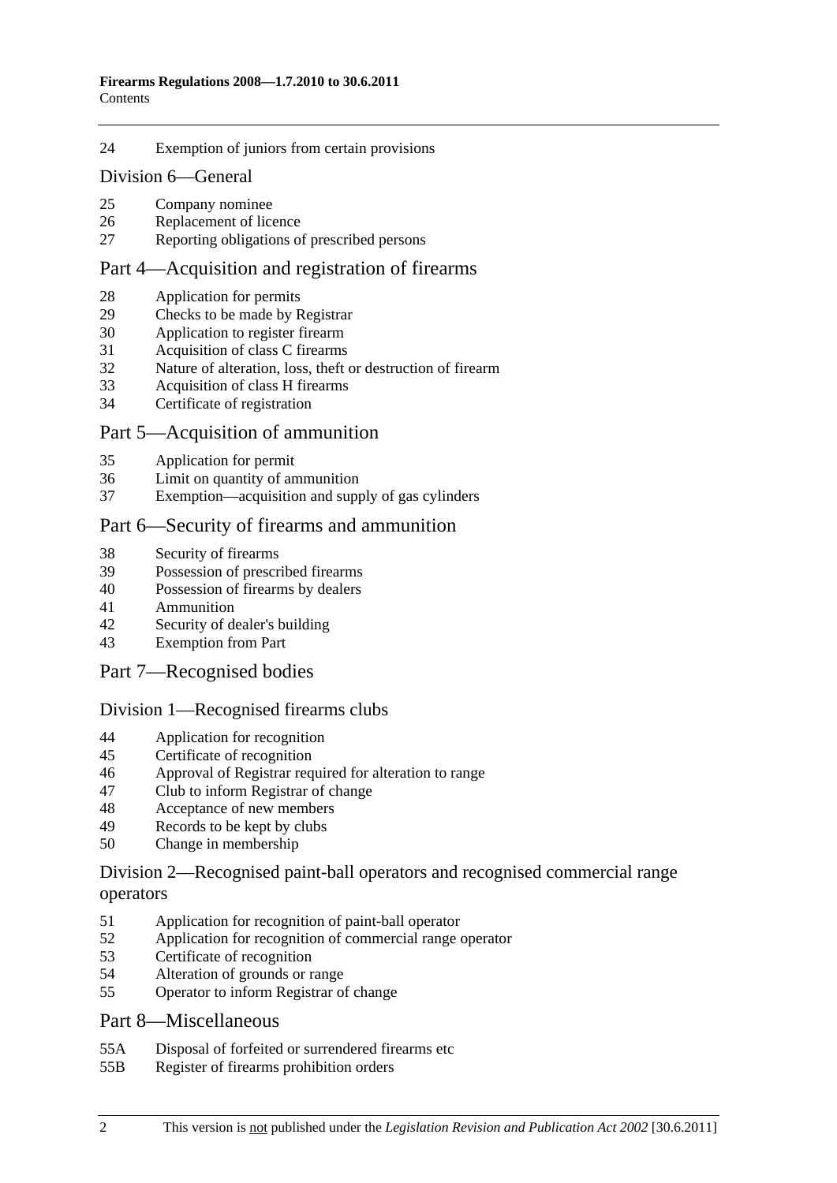24 Exemption of juniors from certain provisions

## Division 6—General

25 Company nominee
26 Replacement of licence
27 Reporting obligations of prescribed persons

## Part 4—Acquisition and registration of firearms

28 Application for permits
29 Checks to be made by Registrar
30 Application to register firearm
31 Acquisition of class C firearms
32 Nature of alteration, loss, theft or destruction of firearm
33 Acquisition of class H firearms
34 Certificate of registration

## Part 5—Acquisition of ammunition

35 Application for permit
36 Limit on quantity of ammunition
37 Exemption—acquisition and supply of gas cylinders

## Part 6—Security of firearms and ammunition

38 Security of firearms
39 Possession of prescribed firearms
40 Possession of firearms by dealers
41 Ammunition
42 Security of dealer's building
43 Exemption from Part

## Part 7—Recognised bodies

## Division 1—Recognised firearms clubs

44 Application for recognition
45 Certificate of recognition
46 Approval of Registrar required for alteration to range
47 Club to inform Registrar of change
48 Acceptance of new members
49 Records to be kept by clubs
50 Change in membership

## Division 2—Recognised paint-ball operators and recognised commercial range operators

51 Application for recognition of paint-ball operator
52 Application for recognition of commercial range operator
53 Certificate of recognition
54 Alteration of grounds or range
55 Operator to inform Registrar of change

## Part 8—Miscellaneous

55A Disposal of forfeited or surrendered firearms etc
55B Register of firearms prohibition orders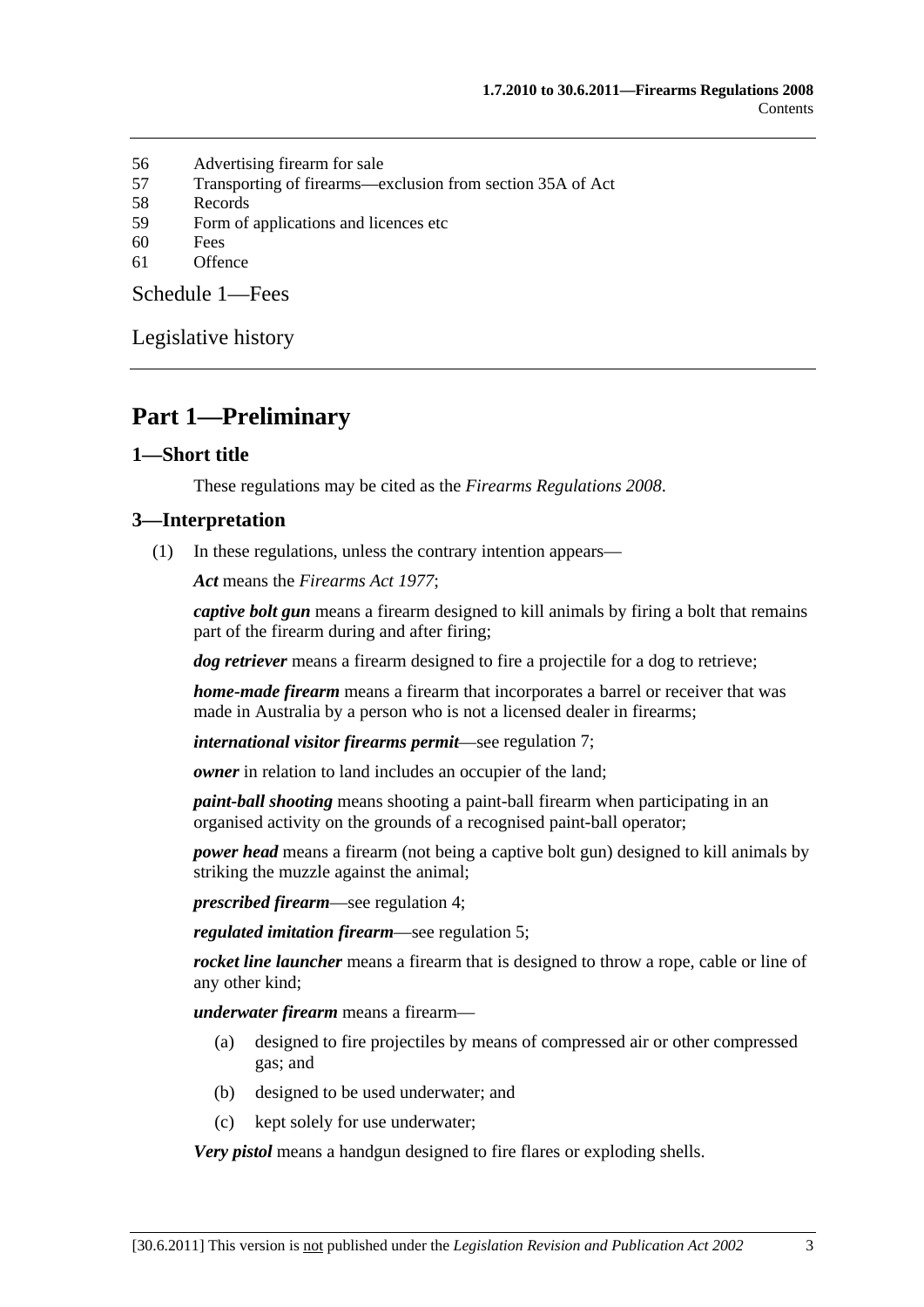56 Advertising firearm for sale
57 Transporting of firearms—exclusion from section 35A of Act
58 Records
59 Form of applications and licences etc
60 Fees
61 Offence

Schedule 1—Fees

Legislative history

# Part 1—Preliminary

## 1—Short title

These regulations may be cited as the *Firearms Regulations 2008*.

## 3—Interpretation

(1) In these regulations, unless the contrary intention appears—

***Act*** means the *Firearms Act 1977*;

***captive bolt gun*** means a firearm designed to kill animals by firing a bolt that remains part of the firearm during and after firing;

***dog retriever*** means a firearm designed to fire a projectile for a dog to retrieve;

***home-made firearm*** means a firearm that incorporates a barrel or receiver that was made in Australia by a person who is not a licensed dealer in firearms;

***international visitor firearms permit***—see regulation 7;

***owner*** in relation to land includes an occupier of the land;

***paint-ball shooting*** means shooting a paint-ball firearm when participating in an organised activity on the grounds of a recognised paint-ball operator;

***power head*** means a firearm (not being a captive bolt gun) designed to kill animals by striking the muzzle against the animal;

***prescribed firearm***—see regulation 4;

***regulated imitation firearm***—see regulation 5;

***rocket line launcher*** means a firearm that is designed to throw a rope, cable or line of any other kind;

***underwater firearm*** means a firearm—

- (a) designed to fire projectiles by means of compressed air or other compressed gas; and
- (b) designed to be used underwater; and
- (c) kept solely for use underwater;

***Very pistol*** means a handgun designed to fire flares or exploding shells.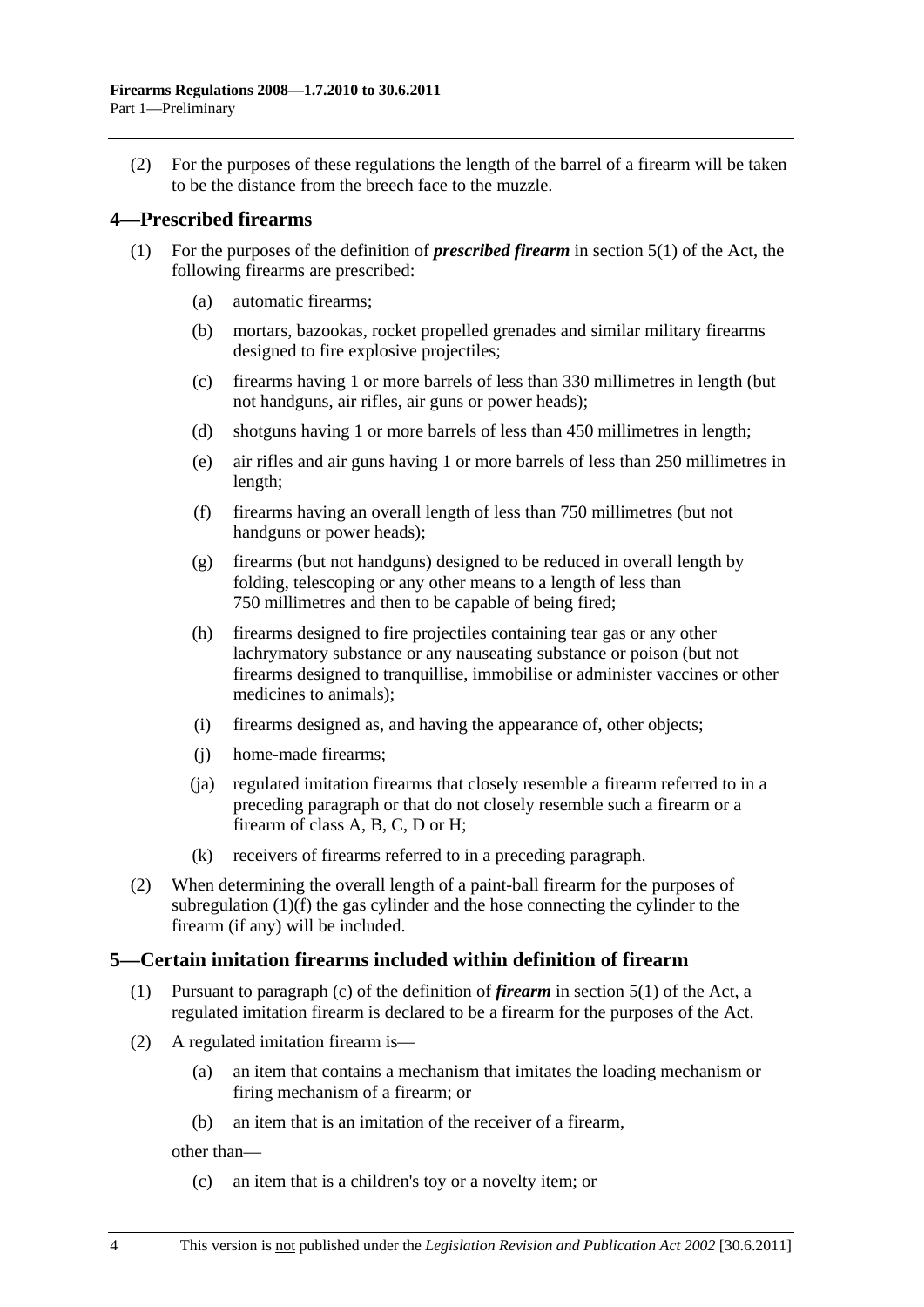(2) For the purposes of these regulations the length of the barrel of a firearm will be taken to be the distance from the breech face to the muzzle.

## 4—Prescribed firearms

(1) For the purposes of the definition of ***prescribed firearm*** in section 5(1) of the Act, the following firearms are prescribed:

- (a) automatic firearms;
- (b) mortars, bazookas, rocket propelled grenades and similar military firearms designed to fire explosive projectiles;
- (c) firearms having 1 or more barrels of less than 330 millimetres in length (but not handguns, air rifles, air guns or power heads);
- (d) shotguns having 1 or more barrels of less than 450 millimetres in length;
- (e) air rifles and air guns having 1 or more barrels of less than 250 millimetres in length;
- (f) firearms having an overall length of less than 750 millimetres (but not handguns or power heads);
- (g) firearms (but not handguns) designed to be reduced in overall length by folding, telescoping or any other means to a length of less than 750 millimetres and then to be capable of being fired;
- (h) firearms designed to fire projectiles containing tear gas or any other lachrymatory substance or any nauseating substance or poison (but not firearms designed to tranquillise, immobilise or administer vaccines or other medicines to animals);
- (i) firearms designed as, and having the appearance of, other objects;
- (j) home-made firearms;
- (ja) regulated imitation firearms that closely resemble a firearm referred to in a preceding paragraph or that do not closely resemble such a firearm or a firearm of class A, B, C, D or H;
- (k) receivers of firearms referred to in a preceding paragraph.

(2) When determining the overall length of a paint-ball firearm for the purposes of subregulation (1)(f) the gas cylinder and the hose connecting the cylinder to the firearm (if any) will be included.

## 5—Certain imitation firearms included within definition of firearm

(1) Pursuant to paragraph (c) of the definition of ***firearm*** in section 5(1) of the Act, a regulated imitation firearm is declared to be a firearm for the purposes of the Act.

(2) A regulated imitation firearm is—

- (a) an item that contains a mechanism that imitates the loading mechanism or firing mechanism of a firearm; or
- (b) an item that is an imitation of the receiver of a firearm,

other than—

- (c) an item that is a children's toy or a novelty item; or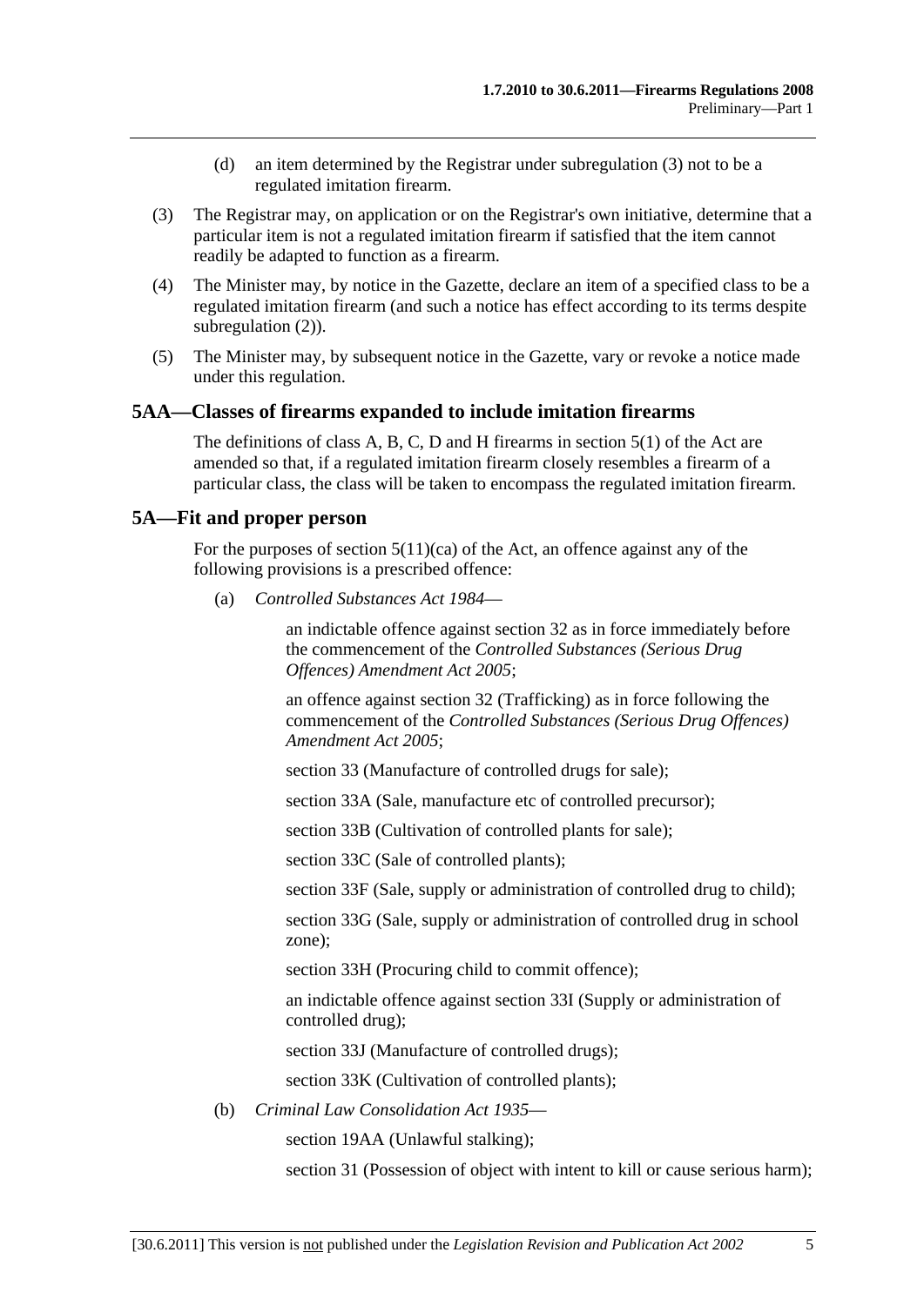(d) an item determined by the Registrar under subregulation (3) not to be a regulated imitation firearm.

(3) The Registrar may, on application or on the Registrar's own initiative, determine that a particular item is not a regulated imitation firearm if satisfied that the item cannot readily be adapted to function as a firearm.

(4) The Minister may, by notice in the Gazette, declare an item of a specified class to be a regulated imitation firearm (and such a notice has effect according to its terms despite subregulation (2)).

(5) The Minister may, by subsequent notice in the Gazette, vary or revoke a notice made under this regulation.

## 5AA—Classes of firearms expanded to include imitation firearms

The definitions of class A, B, C, D and H firearms in section 5(1) of the Act are amended so that, if a regulated imitation firearm closely resembles a firearm of a particular class, the class will be taken to encompass the regulated imitation firearm.

## 5A—Fit and proper person

For the purposes of section 5(11)(ca) of the Act, an offence against any of the following provisions is a prescribed offence:

(a) *Controlled Substances Act 1984*—

an indictable offence against section 32 as in force immediately before the commencement of the *Controlled Substances (Serious Drug Offences) Amendment Act 2005*;

an offence against section 32 (Trafficking) as in force following the commencement of the *Controlled Substances (Serious Drug Offences) Amendment Act 2005*;

section 33 (Manufacture of controlled drugs for sale);

section 33A (Sale, manufacture etc of controlled precursor);

section 33B (Cultivation of controlled plants for sale);

section 33C (Sale of controlled plants);

section 33F (Sale, supply or administration of controlled drug to child);

section 33G (Sale, supply or administration of controlled drug in school zone);

section 33H (Procuring child to commit offence);

an indictable offence against section 33I (Supply or administration of controlled drug);

section 33J (Manufacture of controlled drugs);

section 33K (Cultivation of controlled plants);

(b) *Criminal Law Consolidation Act 1935*—

section 19AA (Unlawful stalking);

section 31 (Possession of object with intent to kill or cause serious harm);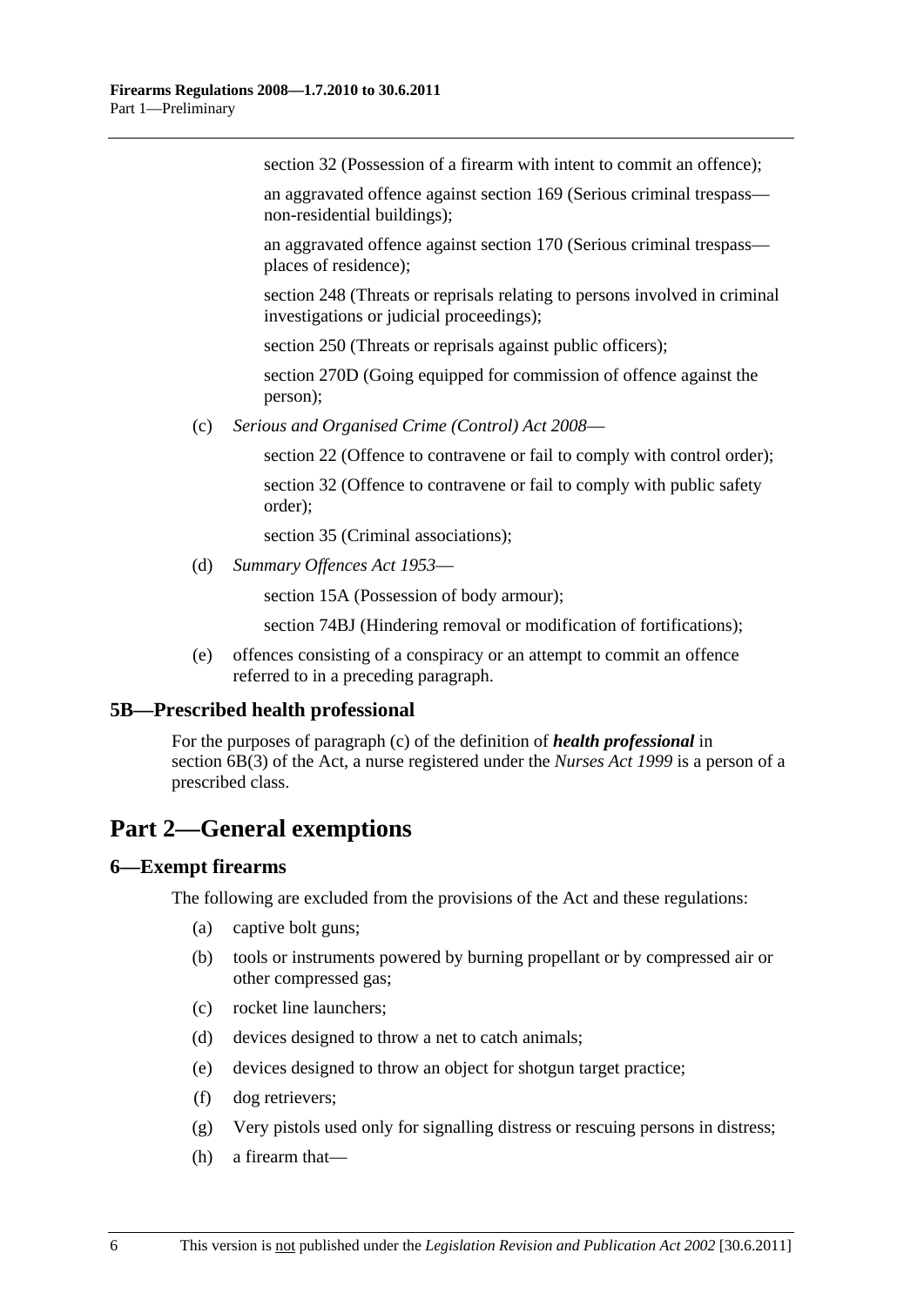section 32 (Possession of a firearm with intent to commit an offence);

an aggravated offence against section 169 (Serious criminal trespass—non-residential buildings);

an aggravated offence against section 170 (Serious criminal trespass—places of residence);

section 248 (Threats or reprisals relating to persons involved in criminal investigations or judicial proceedings);

section 250 (Threats or reprisals against public officers);

section 270D (Going equipped for commission of offence against the person);

(c) *Serious and Organised Crime (Control) Act 2008*—

section 22 (Offence to contravene or fail to comply with control order);

section 32 (Offence to contravene or fail to comply with public safety order);

section 35 (Criminal associations);

(d) *Summary Offences Act 1953*—

section 15A (Possession of body armour);

section 74BJ (Hindering removal or modification of fortifications);

(e) offences consisting of a conspiracy or an attempt to commit an offence referred to in a preceding paragraph.

### 5B—Prescribed health professional

For the purposes of paragraph (c) of the definition of ***health professional*** in section 6B(3) of the Act, a nurse registered under the *Nurses Act 1999* is a person of a prescribed class.

## Part 2—General exemptions

### 6—Exempt firearms

The following are excluded from the provisions of the Act and these regulations:

(a) captive bolt guns;

(b) tools or instruments powered by burning propellant or by compressed air or other compressed gas;

(c) rocket line launchers;

(d) devices designed to throw a net to catch animals;

(e) devices designed to throw an object for shotgun target practice;

(f) dog retrievers;

(g) Very pistols used only for signalling distress or rescuing persons in distress;

(h) a firearm that—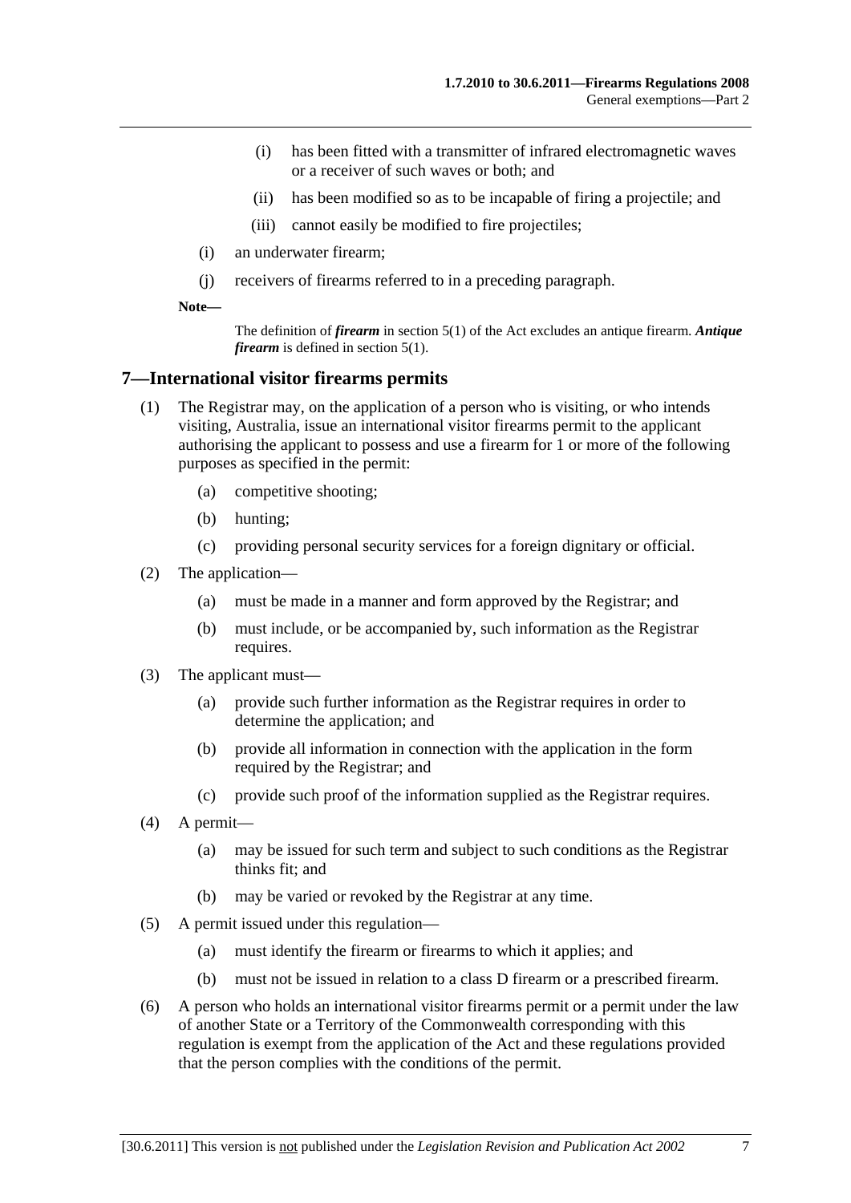(i) has been fitted with a transmitter of infrared electromagnetic waves or a receiver of such waves or both; and

(ii) has been modified so as to be incapable of firing a projectile; and

(iii) cannot easily be modified to fire projectiles;

(i) an underwater firearm;

(j) receivers of firearms referred to in a preceding paragraph.

**Note—**

The definition of ***firearm*** in section 5(1) of the Act excludes an antique firearm. ***Antique firearm*** is defined in section 5(1).

## 7—International visitor firearms permits

(1) The Registrar may, on the application of a person who is visiting, or who intends visiting, Australia, issue an international visitor firearms permit to the applicant authorising the applicant to possess and use a firearm for 1 or more of the following purposes as specified in the permit:

(a) competitive shooting;

(b) hunting;

(c) providing personal security services for a foreign dignitary or official.

(2) The application—

(a) must be made in a manner and form approved by the Registrar; and

(b) must include, or be accompanied by, such information as the Registrar requires.

(3) The applicant must—

(a) provide such further information as the Registrar requires in order to determine the application; and

(b) provide all information in connection with the application in the form required by the Registrar; and

(c) provide such proof of the information supplied as the Registrar requires.

(4) A permit—

(a) may be issued for such term and subject to such conditions as the Registrar thinks fit; and

(b) may be varied or revoked by the Registrar at any time.

(5) A permit issued under this regulation—

(a) must identify the firearm or firearms to which it applies; and

(b) must not be issued in relation to a class D firearm or a prescribed firearm.

(6) A person who holds an international visitor firearms permit or a permit under the law of another State or a Territory of the Commonwealth corresponding with this regulation is exempt from the application of the Act and these regulations provided that the person complies with the conditions of the permit.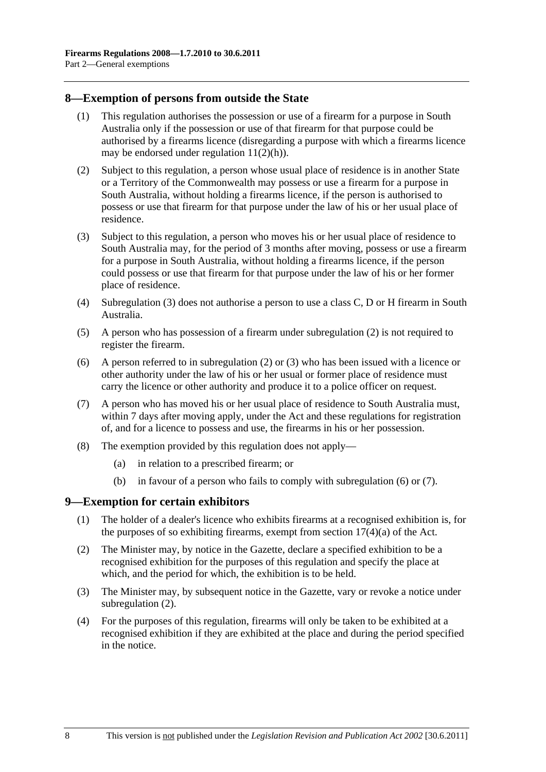## 8—Exemption of persons from outside the State

(1) This regulation authorises the possession or use of a firearm for a purpose in South Australia only if the possession or use of that firearm for that purpose could be authorised by a firearms licence (disregarding a purpose with which a firearms licence may be endorsed under regulation 11(2)(h)).

(2) Subject to this regulation, a person whose usual place of residence is in another State or a Territory of the Commonwealth may possess or use a firearm for a purpose in South Australia, without holding a firearms licence, if the person is authorised to possess or use that firearm for that purpose under the law of his or her usual place of residence.

(3) Subject to this regulation, a person who moves his or her usual place of residence to South Australia may, for the period of 3 months after moving, possess or use a firearm for a purpose in South Australia, without holding a firearms licence, if the person could possess or use that firearm for that purpose under the law of his or her former place of residence.

(4) Subregulation (3) does not authorise a person to use a class C, D or H firearm in South Australia.

(5) A person who has possession of a firearm under subregulation (2) is not required to register the firearm.

(6) A person referred to in subregulation (2) or (3) who has been issued with a licence or other authority under the law of his or her usual or former place of residence must carry the licence or other authority and produce it to a police officer on request.

(7) A person who has moved his or her usual place of residence to South Australia must, within 7 days after moving apply, under the Act and these regulations for registration of, and for a licence to possess and use, the firearms in his or her possession.

(8) The exemption provided by this regulation does not apply—

(a) in relation to a prescribed firearm; or

(b) in favour of a person who fails to comply with subregulation (6) or (7).

## 9—Exemption for certain exhibitors

(1) The holder of a dealer's licence who exhibits firearms at a recognised exhibition is, for the purposes of so exhibiting firearms, exempt from section 17(4)(a) of the Act.

(2) The Minister may, by notice in the Gazette, declare a specified exhibition to be a recognised exhibition for the purposes of this regulation and specify the place at which, and the period for which, the exhibition is to be held.

(3) The Minister may, by subsequent notice in the Gazette, vary or revoke a notice under subregulation (2).

(4) For the purposes of this regulation, firearms will only be taken to be exhibited at a recognised exhibition if they are exhibited at the place and during the period specified in the notice.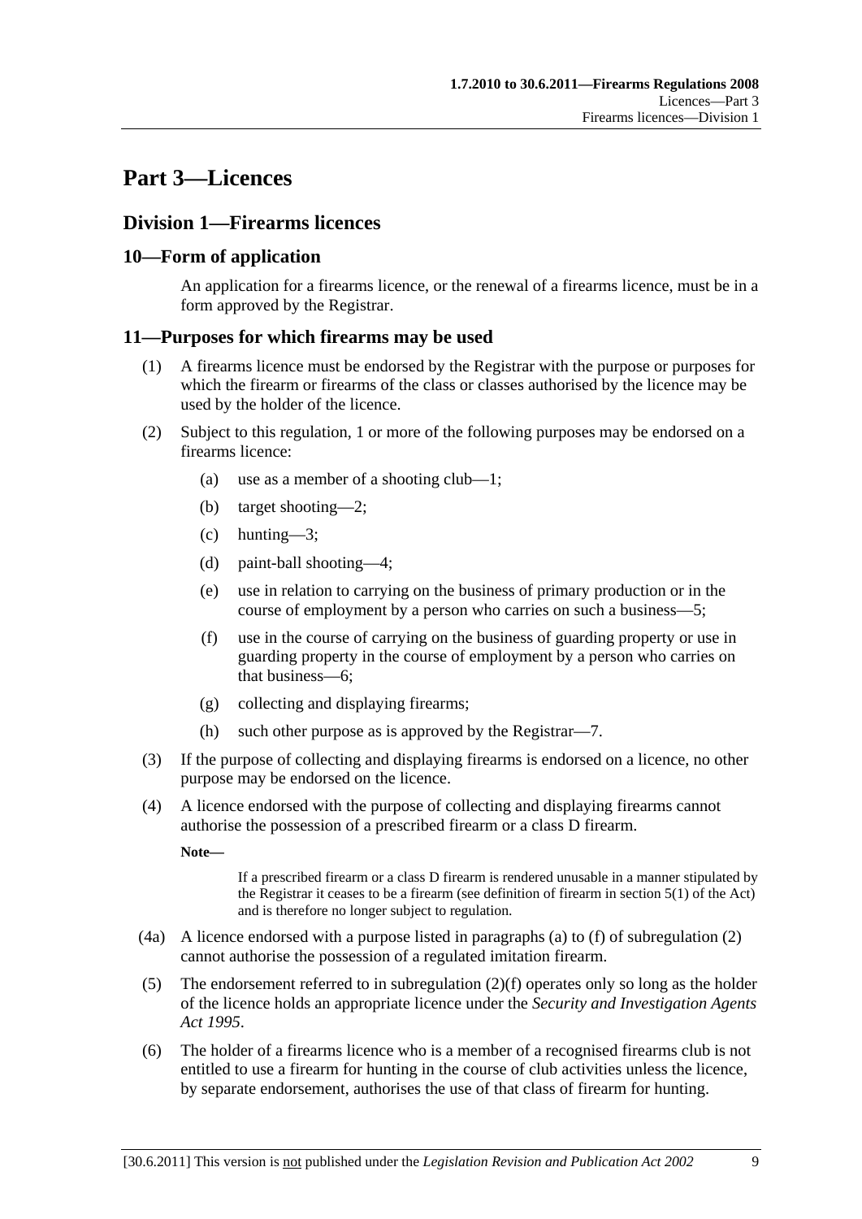# Part 3—Licences

## Division 1—Firearms licences

### 10—Form of application

An application for a firearms licence, or the renewal of a firearms licence, must be in a form approved by the Registrar.

### 11—Purposes for which firearms may be used

(1) A firearms licence must be endorsed by the Registrar with the purpose or purposes for which the firearm or firearms of the class or classes authorised by the licence may be used by the holder of the licence.

(2) Subject to this regulation, 1 or more of the following purposes may be endorsed on a firearms licence:

- (a) use as a member of a shooting club—1;
- (b) target shooting—2;
- (c) hunting—3;
- (d) paint-ball shooting—4;
- (e) use in relation to carrying on the business of primary production or in the course of employment by a person who carries on such a business—5;
- (f) use in the course of carrying on the business of guarding property or use in guarding property in the course of employment by a person who carries on that business—6;
- (g) collecting and displaying firearms;
- (h) such other purpose as is approved by the Registrar—7.

(3) If the purpose of collecting and displaying firearms is endorsed on a licence, no other purpose may be endorsed on the licence.

(4) A licence endorsed with the purpose of collecting and displaying firearms cannot authorise the possession of a prescribed firearm or a class D firearm.

**Note—**

If a prescribed firearm or a class D firearm is rendered unusable in a manner stipulated by the Registrar it ceases to be a firearm (see definition of firearm in section 5(1) of the Act) and is therefore no longer subject to regulation.

(4a) A licence endorsed with a purpose listed in paragraphs (a) to (f) of subregulation (2) cannot authorise the possession of a regulated imitation firearm.

(5) The endorsement referred to in subregulation (2)(f) operates only so long as the holder of the licence holds an appropriate licence under the *Security and Investigation Agents Act 1995*.

(6) The holder of a firearms licence who is a member of a recognised firearms club is not entitled to use a firearm for hunting in the course of club activities unless the licence, by separate endorsement, authorises the use of that class of firearm for hunting.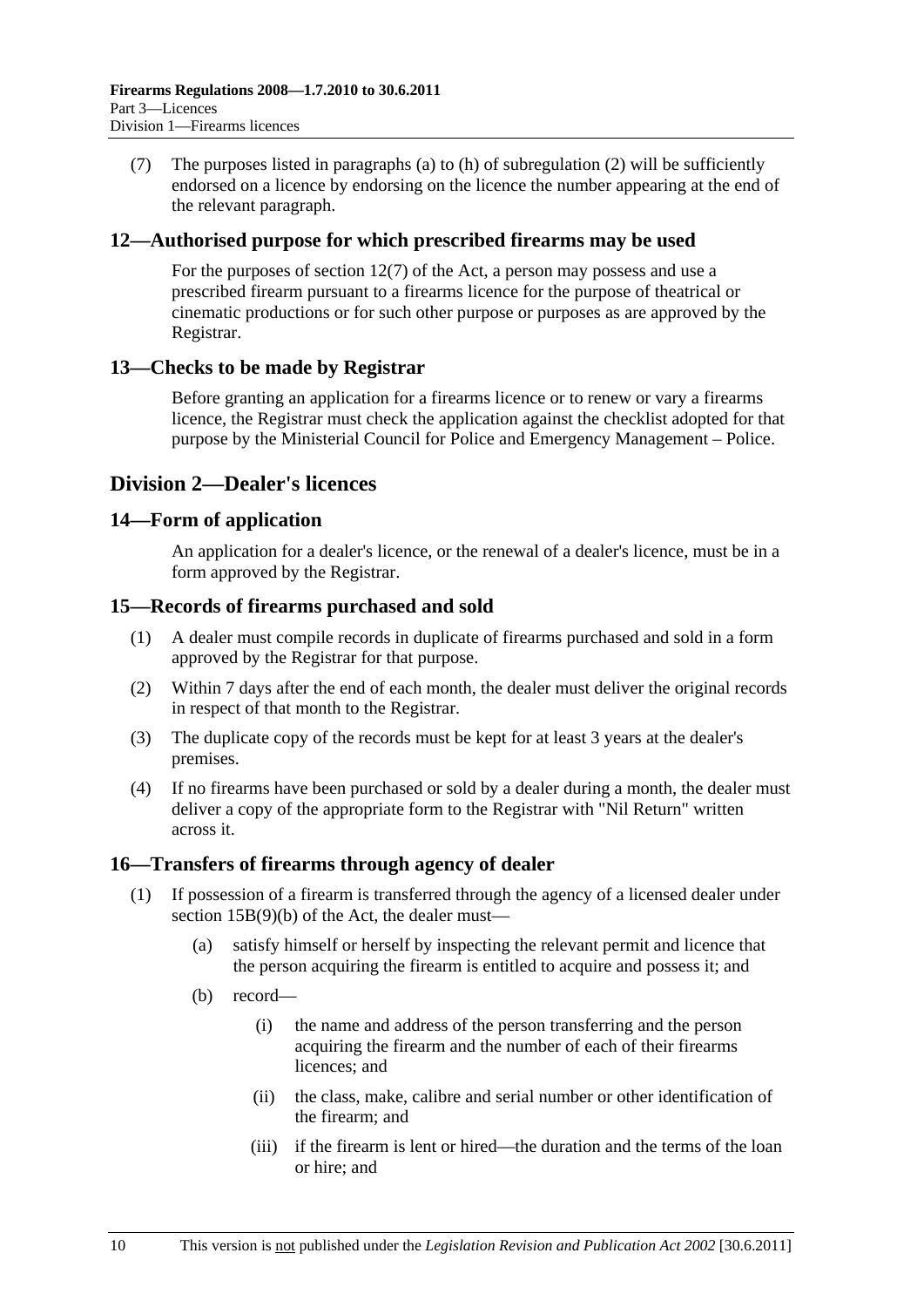(7) The purposes listed in paragraphs (a) to (h) of subregulation (2) will be sufficiently endorsed on a licence by endorsing on the licence the number appearing at the end of the relevant paragraph.

## 12—Authorised purpose for which prescribed firearms may be used

For the purposes of section 12(7) of the Act, a person may possess and use a prescribed firearm pursuant to a firearms licence for the purpose of theatrical or cinematic productions or for such other purpose or purposes as are approved by the Registrar.

## 13—Checks to be made by Registrar

Before granting an application for a firearms licence or to renew or vary a firearms licence, the Registrar must check the application against the checklist adopted for that purpose by the Ministerial Council for Police and Emergency Management – Police.

# Division 2—Dealer's licences

## 14—Form of application

An application for a dealer's licence, or the renewal of a dealer's licence, must be in a form approved by the Registrar.

## 15—Records of firearms purchased and sold

(1) A dealer must compile records in duplicate of firearms purchased and sold in a form approved by the Registrar for that purpose.

(2) Within 7 days after the end of each month, the dealer must deliver the original records in respect of that month to the Registrar.

(3) The duplicate copy of the records must be kept for at least 3 years at the dealer's premises.

(4) If no firearms have been purchased or sold by a dealer during a month, the dealer must deliver a copy of the appropriate form to the Registrar with "Nil Return" written across it.

## 16—Transfers of firearms through agency of dealer

(1) If possession of a firearm is transferred through the agency of a licensed dealer under section 15B(9)(b) of the Act, the dealer must—

(a) satisfy himself or herself by inspecting the relevant permit and licence that the person acquiring the firearm is entitled to acquire and possess it; and

(b) record—

(i) the name and address of the person transferring and the person acquiring the firearm and the number of each of their firearms licences; and

(ii) the class, make, calibre and serial number or other identification of the firearm; and

(iii) if the firearm is lent or hired—the duration and the terms of the loan or hire; and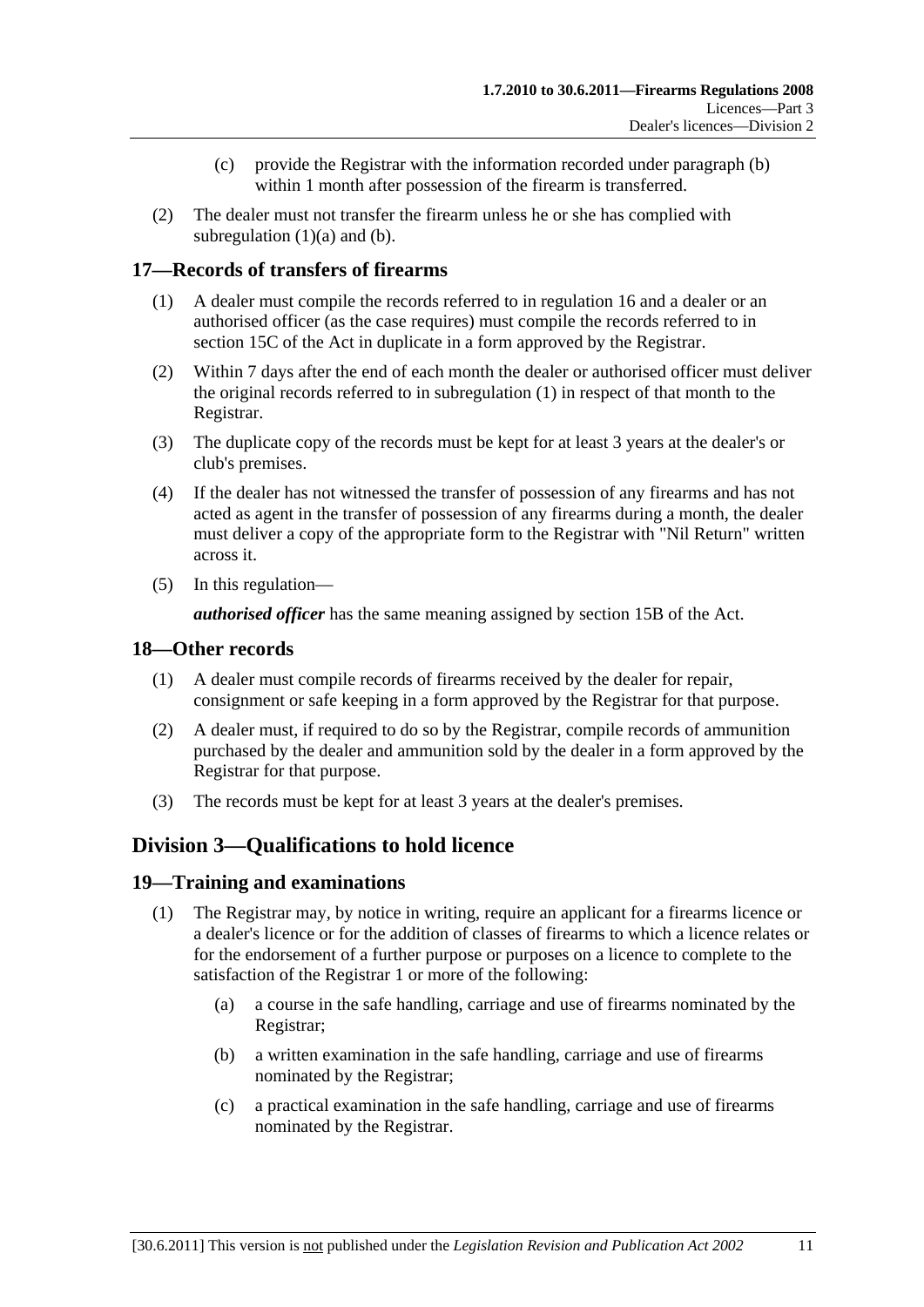(c) provide the Registrar with the information recorded under paragraph (b) within 1 month after possession of the firearm is transferred.

(2) The dealer must not transfer the firearm unless he or she has complied with subregulation (1)(a) and (b).

## 17—Records of transfers of firearms

(1) A dealer must compile the records referred to in regulation 16 and a dealer or an authorised officer (as the case requires) must compile the records referred to in section 15C of the Act in duplicate in a form approved by the Registrar.

(2) Within 7 days after the end of each month the dealer or authorised officer must deliver the original records referred to in subregulation (1) in respect of that month to the Registrar.

(3) The duplicate copy of the records must be kept for at least 3 years at the dealer's or club's premises.

(4) If the dealer has not witnessed the transfer of possession of any firearms and has not acted as agent in the transfer of possession of any firearms during a month, the dealer must deliver a copy of the appropriate form to the Registrar with "Nil Return" written across it.

(5) In this regulation—

***authorised officer*** has the same meaning assigned by section 15B of the Act.

## 18—Other records

(1) A dealer must compile records of firearms received by the dealer for repair, consignment or safe keeping in a form approved by the Registrar for that purpose.

(2) A dealer must, if required to do so by the Registrar, compile records of ammunition purchased by the dealer and ammunition sold by the dealer in a form approved by the Registrar for that purpose.

(3) The records must be kept for at least 3 years at the dealer's premises.

# Division 3—Qualifications to hold licence

## 19—Training and examinations

(1) The Registrar may, by notice in writing, require an applicant for a firearms licence or a dealer's licence or for the addition of classes of firearms to which a licence relates or for the endorsement of a further purpose or purposes on a licence to complete to the satisfaction of the Registrar 1 or more of the following:

(a) a course in the safe handling, carriage and use of firearms nominated by the Registrar;

(b) a written examination in the safe handling, carriage and use of firearms nominated by the Registrar;

(c) a practical examination in the safe handling, carriage and use of firearms nominated by the Registrar.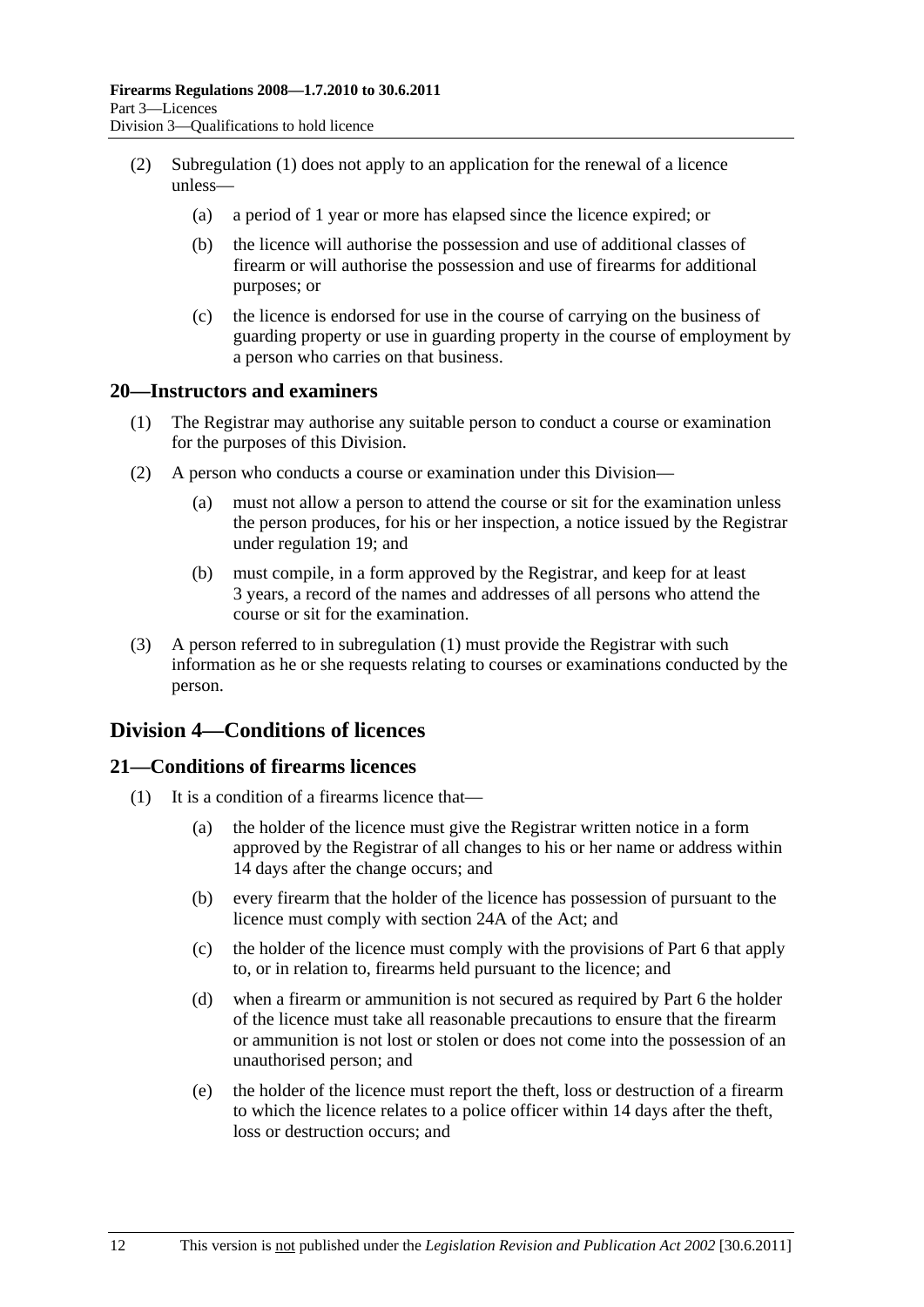(2) Subregulation (1) does not apply to an application for the renewal of a licence unless—

(a) a period of 1 year or more has elapsed since the licence expired; or

(b) the licence will authorise the possession and use of additional classes of firearm or will authorise the possession and use of firearms for additional purposes; or

(c) the licence is endorsed for use in the course of carrying on the business of guarding property or use in guarding property in the course of employment by a person who carries on that business.

### 20—Instructors and examiners

(1) The Registrar may authorise any suitable person to conduct a course or examination for the purposes of this Division.

(2) A person who conducts a course or examination under this Division—

(a) must not allow a person to attend the course or sit for the examination unless the person produces, for his or her inspection, a notice issued by the Registrar under regulation 19; and

(b) must compile, in a form approved by the Registrar, and keep for at least 3 years, a record of the names and addresses of all persons who attend the course or sit for the examination.

(3) A person referred to in subregulation (1) must provide the Registrar with such information as he or she requests relating to courses or examinations conducted by the person.

## Division 4—Conditions of licences

### 21—Conditions of firearms licences

(1) It is a condition of a firearms licence that—

(a) the holder of the licence must give the Registrar written notice in a form approved by the Registrar of all changes to his or her name or address within 14 days after the change occurs; and

(b) every firearm that the holder of the licence has possession of pursuant to the licence must comply with section 24A of the Act; and

(c) the holder of the licence must comply with the provisions of Part 6 that apply to, or in relation to, firearms held pursuant to the licence; and

(d) when a firearm or ammunition is not secured as required by Part 6 the holder of the licence must take all reasonable precautions to ensure that the firearm or ammunition is not lost or stolen or does not come into the possession of an unauthorised person; and

(e) the holder of the licence must report the theft, loss or destruction of a firearm to which the licence relates to a police officer within 14 days after the theft, loss or destruction occurs; and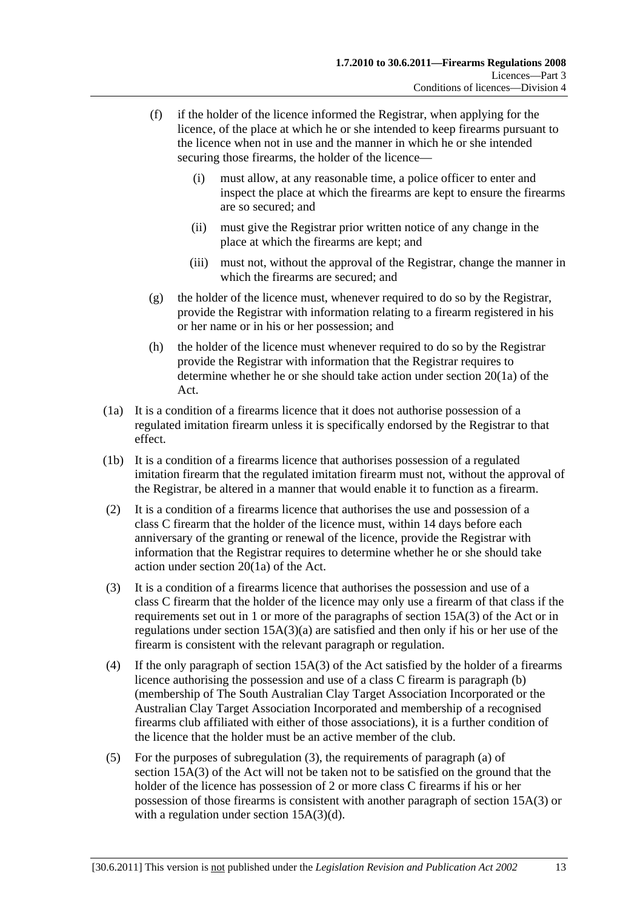(f) if the holder of the licence informed the Registrar, when applying for the licence, of the place at which he or she intended to keep firearms pursuant to the licence when not in use and the manner in which he or she intended securing those firearms, the holder of the licence—

(i) must allow, at any reasonable time, a police officer to enter and inspect the place at which the firearms are kept to ensure the firearms are so secured; and

(ii) must give the Registrar prior written notice of any change in the place at which the firearms are kept; and

(iii) must not, without the approval of the Registrar, change the manner in which the firearms are secured; and

(g) the holder of the licence must, whenever required to do so by the Registrar, provide the Registrar with information relating to a firearm registered in his or her name or in his or her possession; and

(h) the holder of the licence must whenever required to do so by the Registrar provide the Registrar with information that the Registrar requires to determine whether he or she should take action under section 20(1a) of the Act.

(1a) It is a condition of a firearms licence that it does not authorise possession of a regulated imitation firearm unless it is specifically endorsed by the Registrar to that effect.

(1b) It is a condition of a firearms licence that authorises possession of a regulated imitation firearm that the regulated imitation firearm must not, without the approval of the Registrar, be altered in a manner that would enable it to function as a firearm.

(2) It is a condition of a firearms licence that authorises the use and possession of a class C firearm that the holder of the licence must, within 14 days before each anniversary of the granting or renewal of the licence, provide the Registrar with information that the Registrar requires to determine whether he or she should take action under section 20(1a) of the Act.

(3) It is a condition of a firearms licence that authorises the possession and use of a class C firearm that the holder of the licence may only use a firearm of that class if the requirements set out in 1 or more of the paragraphs of section 15A(3) of the Act or in regulations under section 15A(3)(a) are satisfied and then only if his or her use of the firearm is consistent with the relevant paragraph or regulation.

(4) If the only paragraph of section 15A(3) of the Act satisfied by the holder of a firearms licence authorising the possession and use of a class C firearm is paragraph (b) (membership of The South Australian Clay Target Association Incorporated or the Australian Clay Target Association Incorporated and membership of a recognised firearms club affiliated with either of those associations), it is a further condition of the licence that the holder must be an active member of the club.

(5) For the purposes of subregulation (3), the requirements of paragraph (a) of section 15A(3) of the Act will not be taken not to be satisfied on the ground that the holder of the licence has possession of 2 or more class C firearms if his or her possession of those firearms is consistent with another paragraph of section 15A(3) or with a regulation under section 15A(3)(d).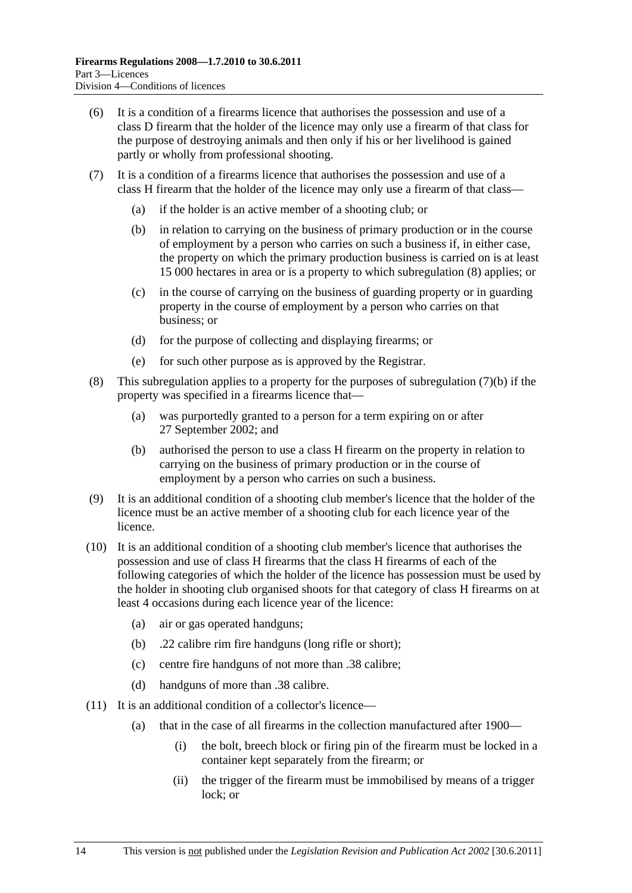(6) It is a condition of a firearms licence that authorises the possession and use of a class D firearm that the holder of the licence may only use a firearm of that class for the purpose of destroying animals and then only if his or her livelihood is gained partly or wholly from professional shooting.

(7) It is a condition of a firearms licence that authorises the possession and use of a class H firearm that the holder of the licence may only use a firearm of that class—

- (a) if the holder is an active member of a shooting club; or
- (b) in relation to carrying on the business of primary production or in the course of employment by a person who carries on such a business if, in either case, the property on which the primary production business is carried on is at least 15 000 hectares in area or is a property to which subregulation (8) applies; or
- (c) in the course of carrying on the business of guarding property or in guarding property in the course of employment by a person who carries on that business; or
- (d) for the purpose of collecting and displaying firearms; or
- (e) for such other purpose as is approved by the Registrar.

(8) This subregulation applies to a property for the purposes of subregulation (7)(b) if the property was specified in a firearms licence that—

- (a) was purportedly granted to a person for a term expiring on or after 27 September 2002; and
- (b) authorised the person to use a class H firearm on the property in relation to carrying on the business of primary production or in the course of employment by a person who carries on such a business.

(9) It is an additional condition of a shooting club member's licence that the holder of the licence must be an active member of a shooting club for each licence year of the licence.

(10) It is an additional condition of a shooting club member's licence that authorises the possession and use of class H firearms that the class H firearms of each of the following categories of which the holder of the licence has possession must be used by the holder in shooting club organised shoots for that category of class H firearms on at least 4 occasions during each licence year of the licence:

- (a) air or gas operated handguns;
- (b) .22 calibre rim fire handguns (long rifle or short);
- (c) centre fire handguns of not more than .38 calibre;
- (d) handguns of more than .38 calibre.

(11) It is an additional condition of a collector's licence—

- (a) that in the case of all firearms in the collection manufactured after 1900—
  - (i) the bolt, breech block or firing pin of the firearm must be locked in a container kept separately from the firearm; or
  - (ii) the trigger of the firearm must be immobilised by means of a trigger lock; or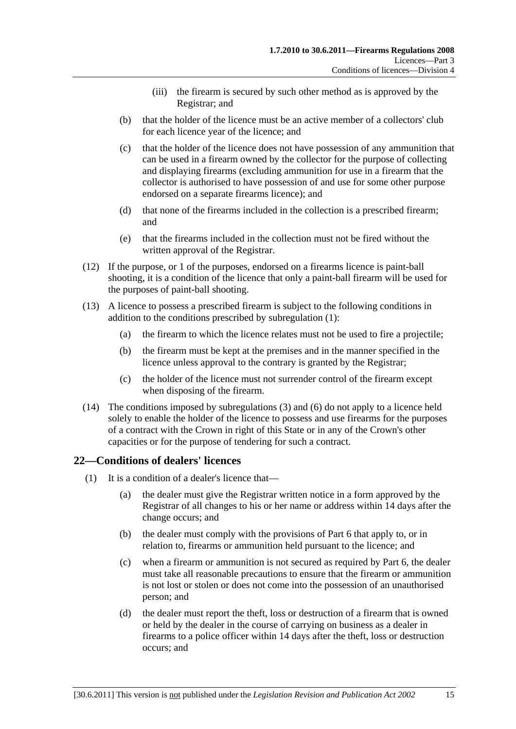(iii) the firearm is secured by such other method as is approved by the Registrar; and

(b) that the holder of the licence must be an active member of a collectors' club for each licence year of the licence; and

(c) that the holder of the licence does not have possession of any ammunition that can be used in a firearm owned by the collector for the purpose of collecting and displaying firearms (excluding ammunition for use in a firearm that the collector is authorised to have possession of and use for some other purpose endorsed on a separate firearms licence); and

(d) that none of the firearms included in the collection is a prescribed firearm; and

(e) that the firearms included in the collection must not be fired without the written approval of the Registrar.

(12) If the purpose, or 1 of the purposes, endorsed on a firearms licence is paint-ball shooting, it is a condition of the licence that only a paint-ball firearm will be used for the purposes of paint-ball shooting.

(13) A licence to possess a prescribed firearm is subject to the following conditions in addition to the conditions prescribed by subregulation (1):

(a) the firearm to which the licence relates must not be used to fire a projectile;

(b) the firearm must be kept at the premises and in the manner specified in the licence unless approval to the contrary is granted by the Registrar;

(c) the holder of the licence must not surrender control of the firearm except when disposing of the firearm.

(14) The conditions imposed by subregulations (3) and (6) do not apply to a licence held solely to enable the holder of the licence to possess and use firearms for the purposes of a contract with the Crown in right of this State or in any of the Crown's other capacities or for the purpose of tendering for such a contract.

## 22—Conditions of dealers' licences

(1) It is a condition of a dealer's licence that—

(a) the dealer must give the Registrar written notice in a form approved by the Registrar of all changes to his or her name or address within 14 days after the change occurs; and

(b) the dealer must comply with the provisions of Part 6 that apply to, or in relation to, firearms or ammunition held pursuant to the licence; and

(c) when a firearm or ammunition is not secured as required by Part 6, the dealer must take all reasonable precautions to ensure that the firearm or ammunition is not lost or stolen or does not come into the possession of an unauthorised person; and

(d) the dealer must report the theft, loss or destruction of a firearm that is owned or held by the dealer in the course of carrying on business as a dealer in firearms to a police officer within 14 days after the theft, loss or destruction occurs; and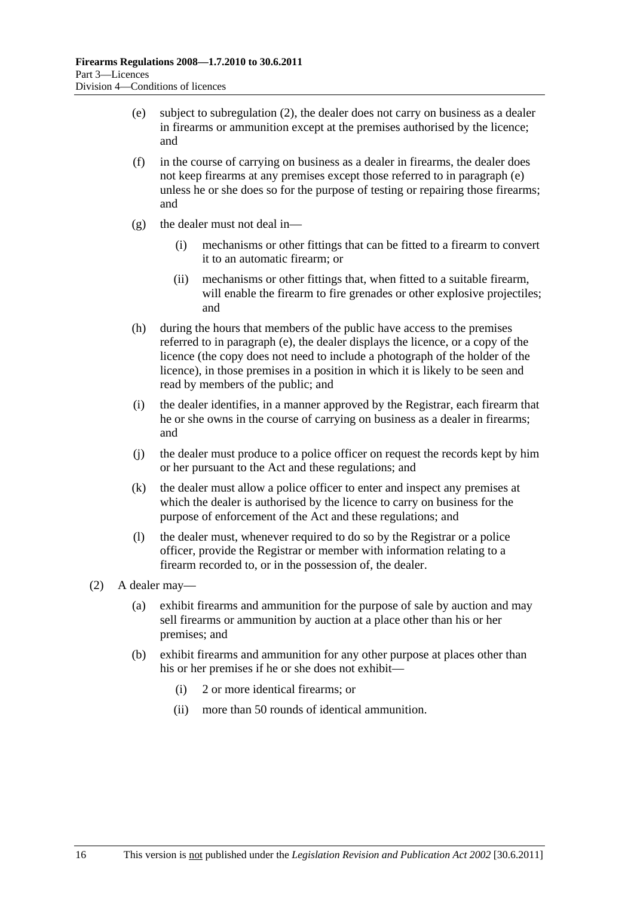(e) subject to subregulation (2), the dealer does not carry on business as a dealer in firearms or ammunition except at the premises authorised by the licence; and

(f) in the course of carrying on business as a dealer in firearms, the dealer does not keep firearms at any premises except those referred to in paragraph (e) unless he or she does so for the purpose of testing or repairing those firearms; and

(g) the dealer must not deal in—

(i) mechanisms or other fittings that can be fitted to a firearm to convert it to an automatic firearm; or

(ii) mechanisms or other fittings that, when fitted to a suitable firearm, will enable the firearm to fire grenades or other explosive projectiles; and

(h) during the hours that members of the public have access to the premises referred to in paragraph (e), the dealer displays the licence, or a copy of the licence (the copy does not need to include a photograph of the holder of the licence), in those premises in a position in which it is likely to be seen and read by members of the public; and

(i) the dealer identifies, in a manner approved by the Registrar, each firearm that he or she owns in the course of carrying on business as a dealer in firearms; and

(j) the dealer must produce to a police officer on request the records kept by him or her pursuant to the Act and these regulations; and

(k) the dealer must allow a police officer to enter and inspect any premises at which the dealer is authorised by the licence to carry on business for the purpose of enforcement of the Act and these regulations; and

(l) the dealer must, whenever required to do so by the Registrar or a police officer, provide the Registrar or member with information relating to a firearm recorded to, or in the possession of, the dealer.

(2) A dealer may—

(a) exhibit firearms and ammunition for the purpose of sale by auction and may sell firearms or ammunition by auction at a place other than his or her premises; and

(b) exhibit firearms and ammunition for any other purpose at places other than his or her premises if he or she does not exhibit—

(i) 2 or more identical firearms; or

(ii) more than 50 rounds of identical ammunition.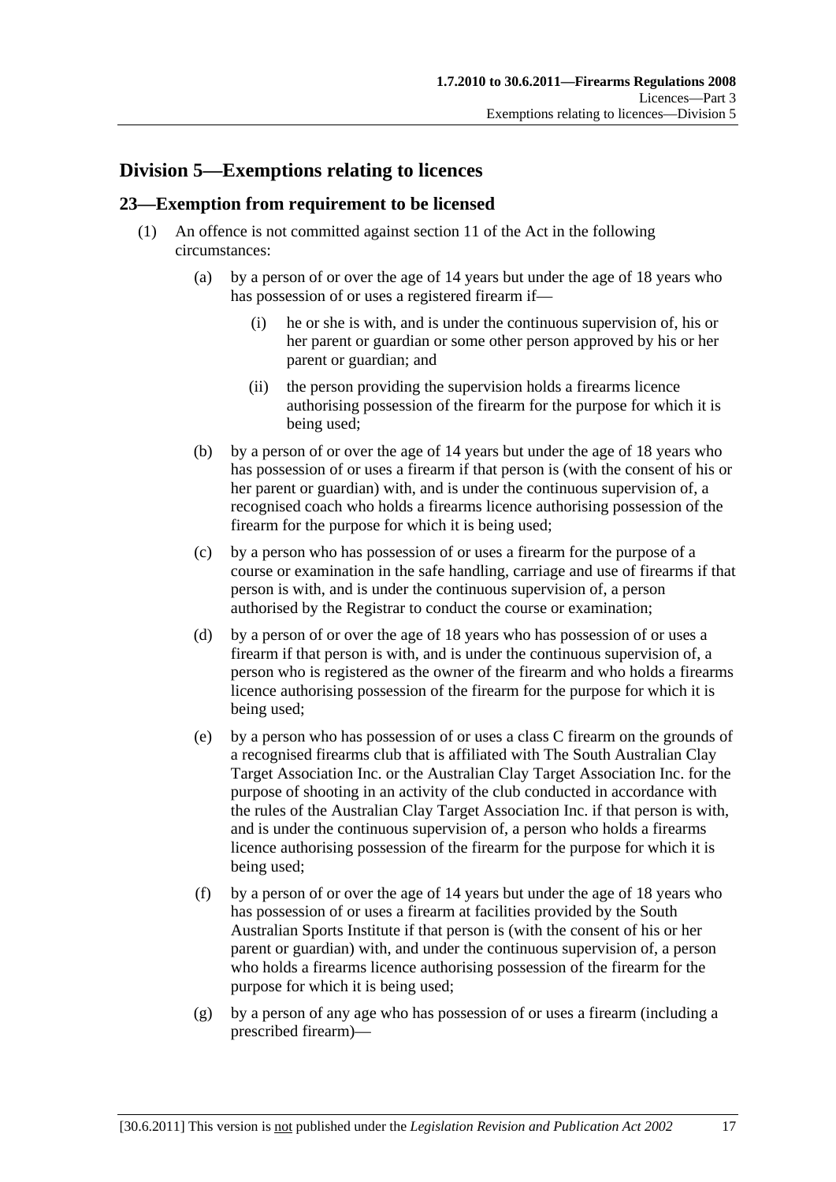## Division 5—Exemptions relating to licences

### 23—Exemption from requirement to be licensed

(1) An offence is not committed against section 11 of the Act in the following circumstances:

(a) by a person of or over the age of 14 years but under the age of 18 years who has possession of or uses a registered firearm if—

(i) he or she is with, and is under the continuous supervision of, his or her parent or guardian or some other person approved by his or her parent or guardian; and

(ii) the person providing the supervision holds a firearms licence authorising possession of the firearm for the purpose for which it is being used;

(b) by a person of or over the age of 14 years but under the age of 18 years who has possession of or uses a firearm if that person is (with the consent of his or her parent or guardian) with, and is under the continuous supervision of, a recognised coach who holds a firearms licence authorising possession of the firearm for the purpose for which it is being used;

(c) by a person who has possession of or uses a firearm for the purpose of a course or examination in the safe handling, carriage and use of firearms if that person is with, and is under the continuous supervision of, a person authorised by the Registrar to conduct the course or examination;

(d) by a person of or over the age of 18 years who has possession of or uses a firearm if that person is with, and is under the continuous supervision of, a person who is registered as the owner of the firearm and who holds a firearms licence authorising possession of the firearm for the purpose for which it is being used;

(e) by a person who has possession of or uses a class C firearm on the grounds of a recognised firearms club that is affiliated with The South Australian Clay Target Association Inc. or the Australian Clay Target Association Inc. for the purpose of shooting in an activity of the club conducted in accordance with the rules of the Australian Clay Target Association Inc. if that person is with, and is under the continuous supervision of, a person who holds a firearms licence authorising possession of the firearm for the purpose for which it is being used;

(f) by a person of or over the age of 14 years but under the age of 18 years who has possession of or uses a firearm at facilities provided by the South Australian Sports Institute if that person is (with the consent of his or her parent or guardian) with, and under the continuous supervision of, a person who holds a firearms licence authorising possession of the firearm for the purpose for which it is being used;

(g) by a person of any age who has possession of or uses a firearm (including a prescribed firearm)—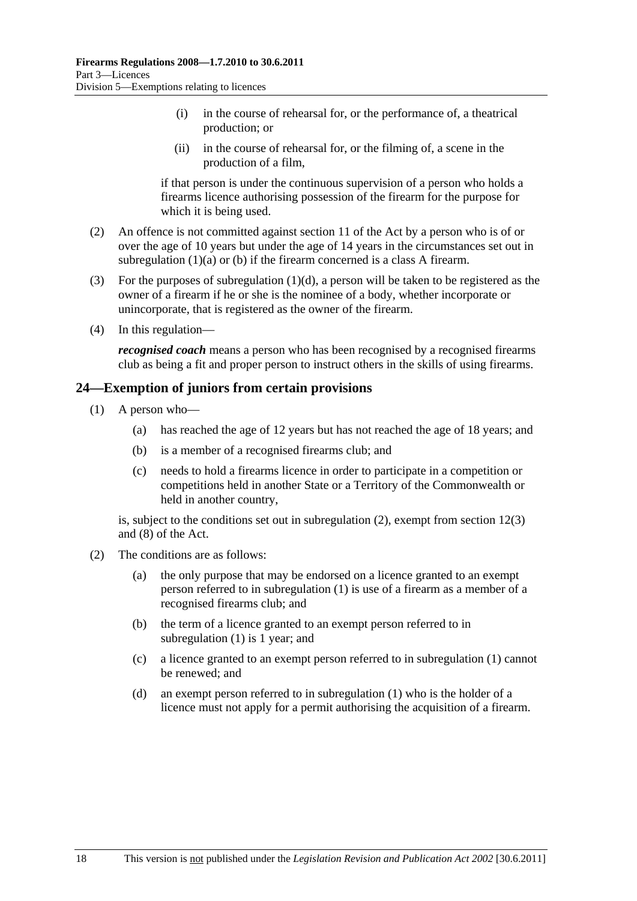(i) in the course of rehearsal for, or the performance of, a theatrical production; or

(ii) in the course of rehearsal for, or the filming of, a scene in the production of a film,

if that person is under the continuous supervision of a person who holds a firearms licence authorising possession of the firearm for the purpose for which it is being used.

(2) An offence is not committed against section 11 of the Act by a person who is of or over the age of 10 years but under the age of 14 years in the circumstances set out in subregulation (1)(a) or (b) if the firearm concerned is a class A firearm.

(3) For the purposes of subregulation (1)(d), a person will be taken to be registered as the owner of a firearm if he or she is the nominee of a body, whether incorporate or unincorporate, that is registered as the owner of the firearm.

(4) In this regulation—

***recognised coach*** means a person who has been recognised by a recognised firearms club as being a fit and proper person to instruct others in the skills of using firearms.

## 24—Exemption of juniors from certain provisions

(1) A person who—

(a) has reached the age of 12 years but has not reached the age of 18 years; and

(b) is a member of a recognised firearms club; and

(c) needs to hold a firearms licence in order to participate in a competition or competitions held in another State or a Territory of the Commonwealth or held in another country,

is, subject to the conditions set out in subregulation (2), exempt from section 12(3) and (8) of the Act.

(2) The conditions are as follows:

(a) the only purpose that may be endorsed on a licence granted to an exempt person referred to in subregulation (1) is use of a firearm as a member of a recognised firearms club; and

(b) the term of a licence granted to an exempt person referred to in subregulation (1) is 1 year; and

(c) a licence granted to an exempt person referred to in subregulation (1) cannot be renewed; and

(d) an exempt person referred to in subregulation (1) who is the holder of a licence must not apply for a permit authorising the acquisition of a firearm.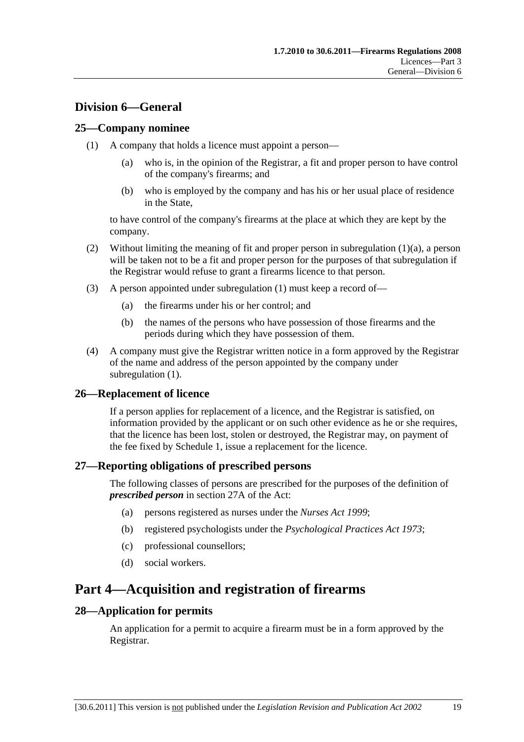## Division 6—General

### 25—Company nominee

(1) A company that holds a licence must appoint a person—

(a) who is, in the opinion of the Registrar, a fit and proper person to have control of the company's firearms; and

(b) who is employed by the company and has his or her usual place of residence in the State,

to have control of the company's firearms at the place at which they are kept by the company.

(2) Without limiting the meaning of fit and proper person in subregulation (1)(a), a person will be taken not to be a fit and proper person for the purposes of that subregulation if the Registrar would refuse to grant a firearms licence to that person.

(3) A person appointed under subregulation (1) must keep a record of—

(a) the firearms under his or her control; and

(b) the names of the persons who have possession of those firearms and the periods during which they have possession of them.

(4) A company must give the Registrar written notice in a form approved by the Registrar of the name and address of the person appointed by the company under subregulation (1).

### 26—Replacement of licence

If a person applies for replacement of a licence, and the Registrar is satisfied, on information provided by the applicant or on such other evidence as he or she requires, that the licence has been lost, stolen or destroyed, the Registrar may, on payment of the fee fixed by Schedule 1, issue a replacement for the licence.

### 27—Reporting obligations of prescribed persons

The following classes of persons are prescribed for the purposes of the definition of ***prescribed person*** in section 27A of the Act:

(a) persons registered as nurses under the *Nurses Act 1999*;

(b) registered psychologists under the *Psychological Practices Act 1973*;

(c) professional counsellors;

(d) social workers.

# Part 4—Acquisition and registration of firearms

### 28—Application for permits

An application for a permit to acquire a firearm must be in a form approved by the Registrar.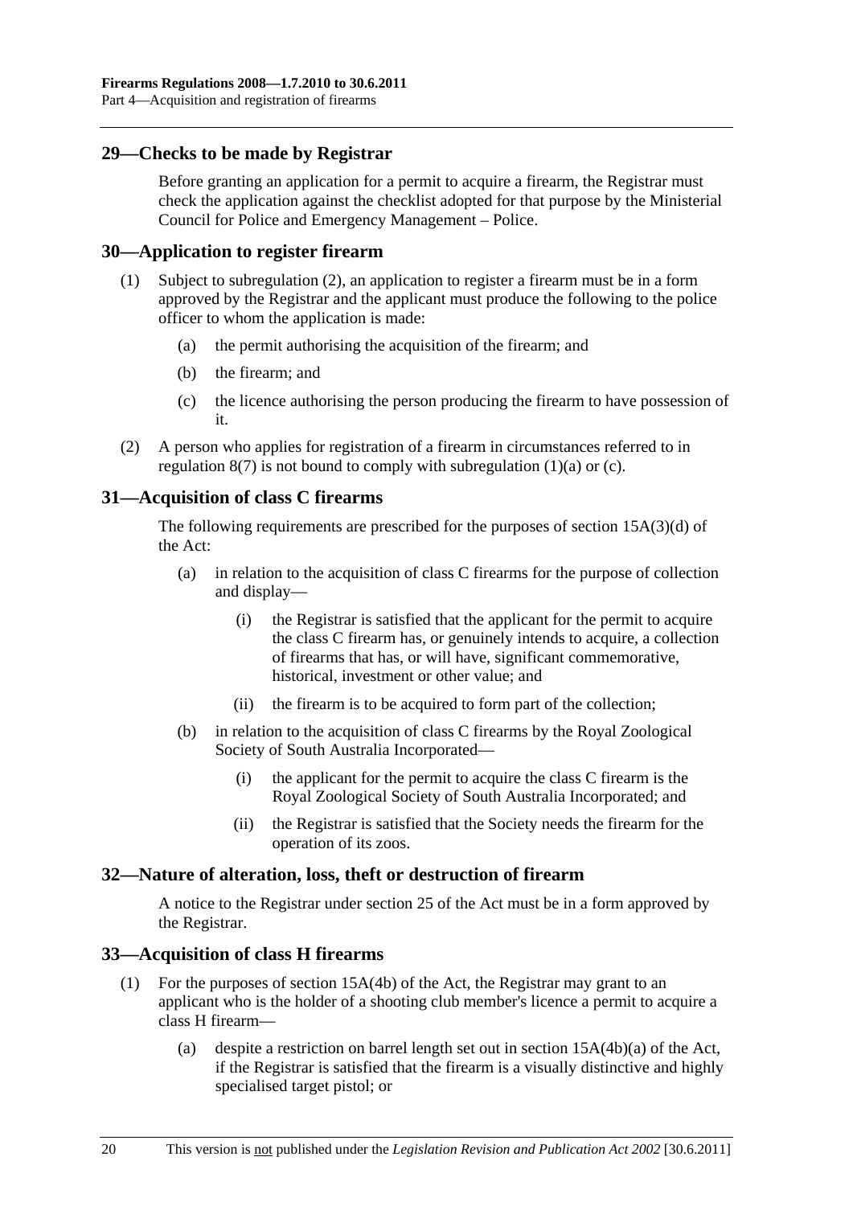## 29—Checks to be made by Registrar

Before granting an application for a permit to acquire a firearm, the Registrar must check the application against the checklist adopted for that purpose by the Ministerial Council for Police and Emergency Management – Police.

## 30—Application to register firearm

(1) Subject to subregulation (2), an application to register a firearm must be in a form approved by the Registrar and the applicant must produce the following to the police officer to whom the application is made:

- (a) the permit authorising the acquisition of the firearm; and
- (b) the firearm; and
- (c) the licence authorising the person producing the firearm to have possession of it.

(2) A person who applies for registration of a firearm in circumstances referred to in regulation 8(7) is not bound to comply with subregulation (1)(a) or (c).

## 31—Acquisition of class C firearms

The following requirements are prescribed for the purposes of section 15A(3)(d) of the Act:

- (a) in relation to the acquisition of class C firearms for the purpose of collection and display—
  - (i) the Registrar is satisfied that the applicant for the permit to acquire the class C firearm has, or genuinely intends to acquire, a collection of firearms that has, or will have, significant commemorative, historical, investment or other value; and
  - (ii) the firearm is to be acquired to form part of the collection;
- (b) in relation to the acquisition of class C firearms by the Royal Zoological Society of South Australia Incorporated—
  - (i) the applicant for the permit to acquire the class C firearm is the Royal Zoological Society of South Australia Incorporated; and
  - (ii) the Registrar is satisfied that the Society needs the firearm for the operation of its zoos.

## 32—Nature of alteration, loss, theft or destruction of firearm

A notice to the Registrar under section 25 of the Act must be in a form approved by the Registrar.

## 33—Acquisition of class H firearms

(1) For the purposes of section 15A(4b) of the Act, the Registrar may grant to an applicant who is the holder of a shooting club member's licence a permit to acquire a class H firearm—

- (a) despite a restriction on barrel length set out in section 15A(4b)(a) of the Act, if the Registrar is satisfied that the firearm is a visually distinctive and highly specialised target pistol; or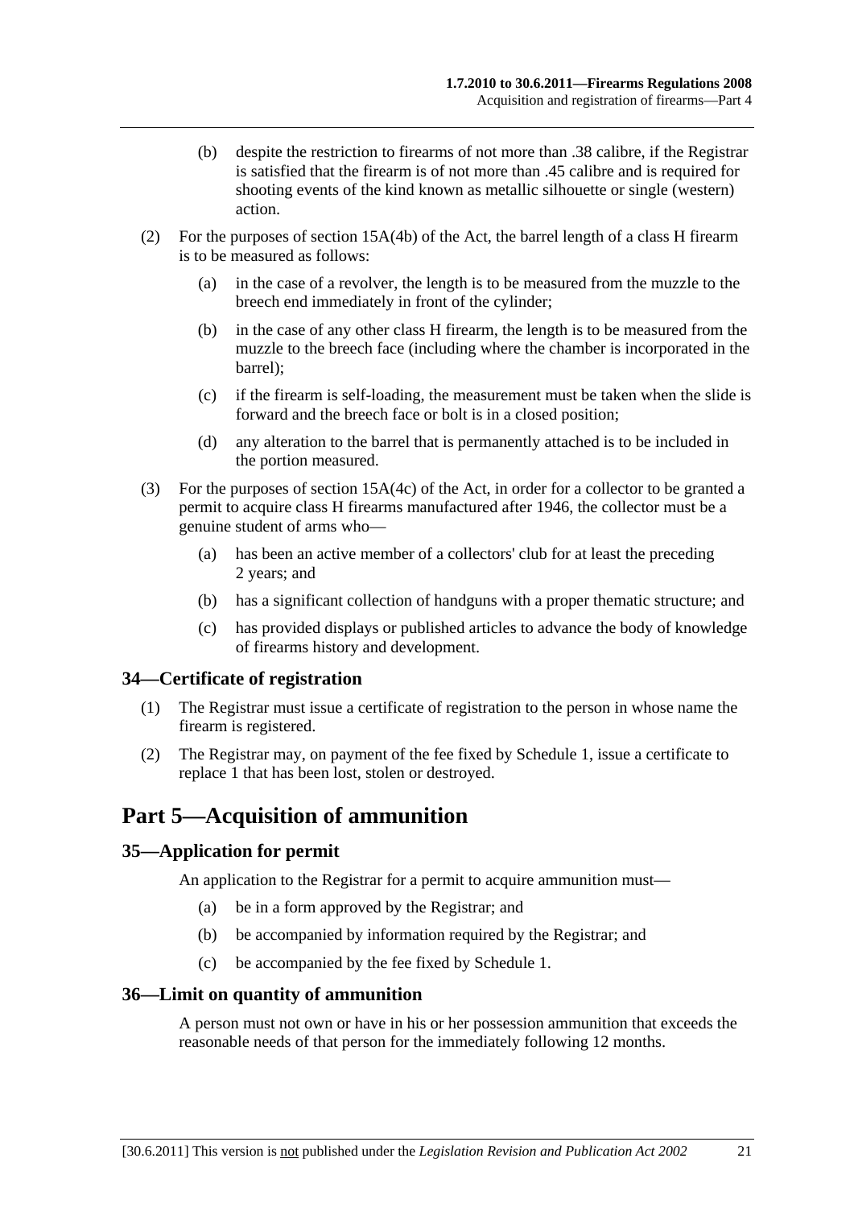(b) despite the restriction to firearms of not more than .38 calibre, if the Registrar is satisfied that the firearm is of not more than .45 calibre and is required for shooting events of the kind known as metallic silhouette or single (western) action.

(2) For the purposes of section 15A(4b) of the Act, the barrel length of a class H firearm is to be measured as follows:

(a) in the case of a revolver, the length is to be measured from the muzzle to the breech end immediately in front of the cylinder;

(b) in the case of any other class H firearm, the length is to be measured from the muzzle to the breech face (including where the chamber is incorporated in the barrel);

(c) if the firearm is self-loading, the measurement must be taken when the slide is forward and the breech face or bolt is in a closed position;

(d) any alteration to the barrel that is permanently attached is to be included in the portion measured.

(3) For the purposes of section 15A(4c) of the Act, in order for a collector to be granted a permit to acquire class H firearms manufactured after 1946, the collector must be a genuine student of arms who—

(a) has been an active member of a collectors' club for at least the preceding 2 years; and

(b) has a significant collection of handguns with a proper thematic structure; and

(c) has provided displays or published articles to advance the body of knowledge of firearms history and development.

### 34—Certificate of registration

(1) The Registrar must issue a certificate of registration to the person in whose name the firearm is registered.

(2) The Registrar may, on payment of the fee fixed by Schedule 1, issue a certificate to replace 1 that has been lost, stolen or destroyed.

## Part 5—Acquisition of ammunition

### 35—Application for permit

An application to the Registrar for a permit to acquire ammunition must—

(a) be in a form approved by the Registrar; and

(b) be accompanied by information required by the Registrar; and

(c) be accompanied by the fee fixed by Schedule 1.

### 36—Limit on quantity of ammunition

A person must not own or have in his or her possession ammunition that exceeds the reasonable needs of that person for the immediately following 12 months.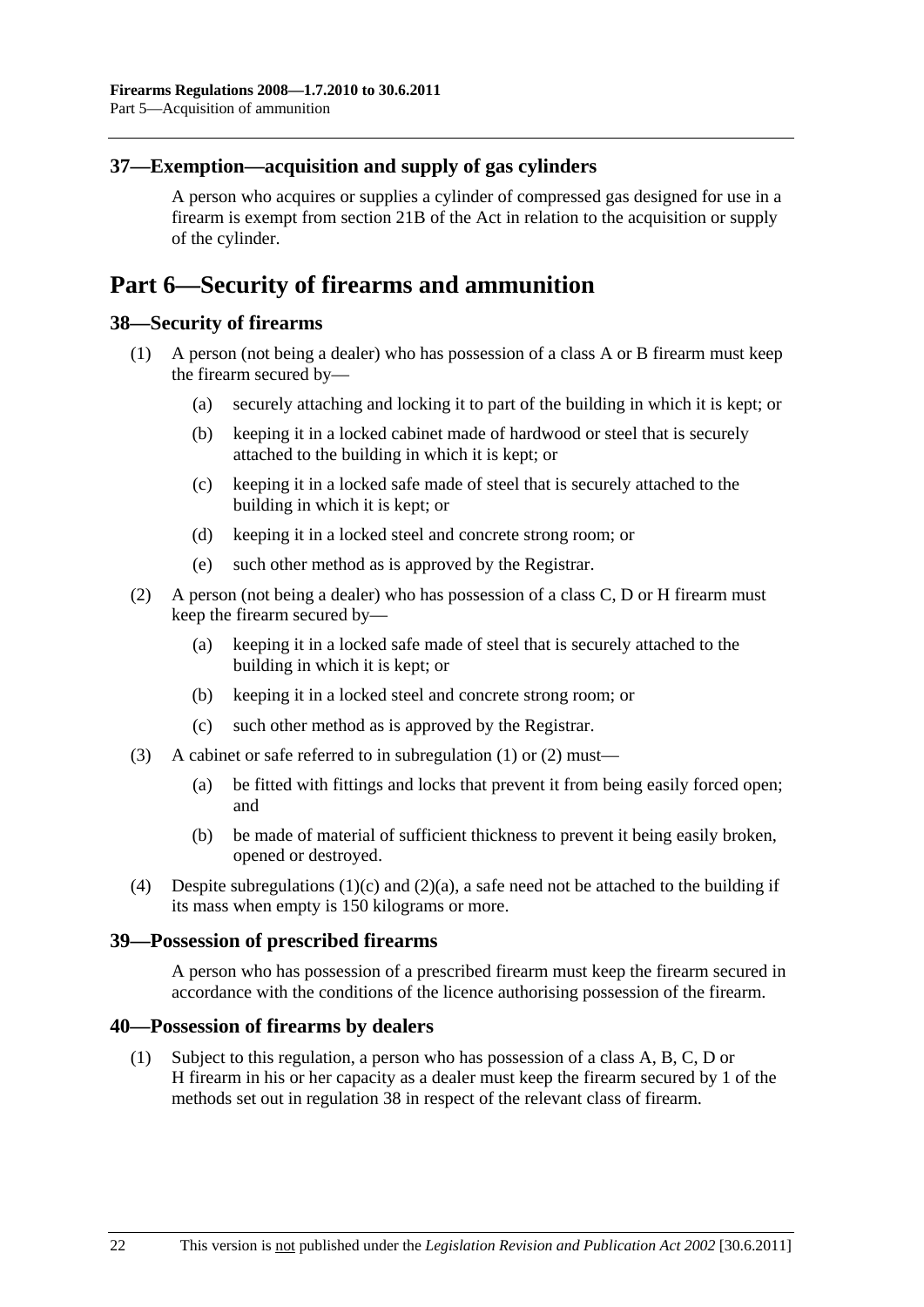## 37—Exemption—acquisition and supply of gas cylinders

A person who acquires or supplies a cylinder of compressed gas designed for use in a firearm is exempt from section 21B of the Act in relation to the acquisition or supply of the cylinder.

# Part 6—Security of firearms and ammunition

## 38—Security of firearms

(1) A person (not being a dealer) who has possession of a class A or B firearm must keep the firearm secured by—

(a) securely attaching and locking it to part of the building in which it is kept; or

(b) keeping it in a locked cabinet made of hardwood or steel that is securely attached to the building in which it is kept; or

(c) keeping it in a locked safe made of steel that is securely attached to the building in which it is kept; or

(d) keeping it in a locked steel and concrete strong room; or

(e) such other method as is approved by the Registrar.

(2) A person (not being a dealer) who has possession of a class C, D or H firearm must keep the firearm secured by—

(a) keeping it in a locked safe made of steel that is securely attached to the building in which it is kept; or

(b) keeping it in a locked steel and concrete strong room; or

(c) such other method as is approved by the Registrar.

(3) A cabinet or safe referred to in subregulation (1) or (2) must—

(a) be fitted with fittings and locks that prevent it from being easily forced open; and

(b) be made of material of sufficient thickness to prevent it being easily broken, opened or destroyed.

(4) Despite subregulations (1)(c) and (2)(a), a safe need not be attached to the building if its mass when empty is 150 kilograms or more.

## 39—Possession of prescribed firearms

A person who has possession of a prescribed firearm must keep the firearm secured in accordance with the conditions of the licence authorising possession of the firearm.

## 40—Possession of firearms by dealers

(1) Subject to this regulation, a person who has possession of a class A, B, C, D or H firearm in his or her capacity as a dealer must keep the firearm secured by 1 of the methods set out in regulation 38 in respect of the relevant class of firearm.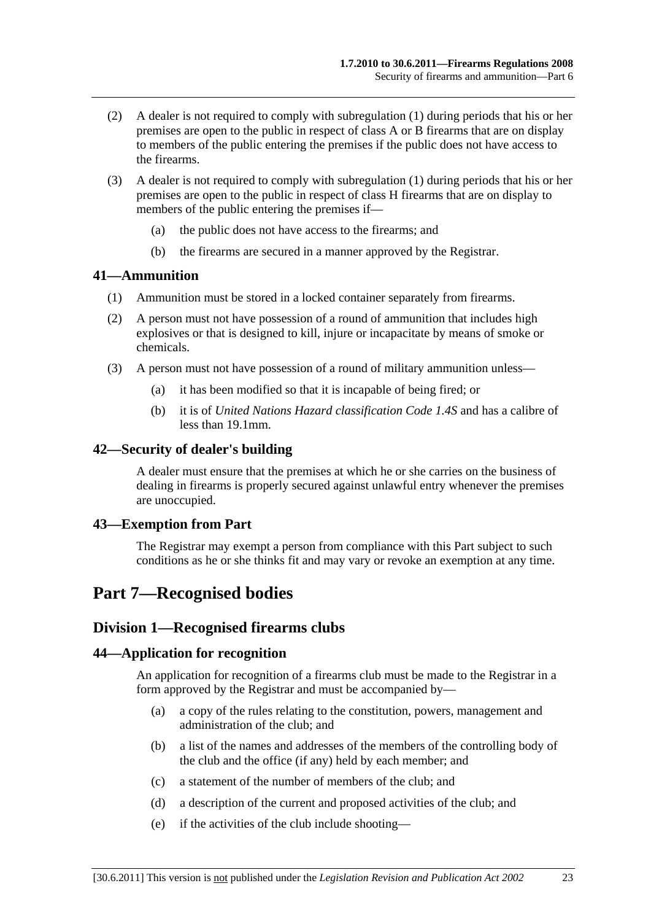(2) A dealer is not required to comply with subregulation (1) during periods that his or her premises are open to the public in respect of class A or B firearms that are on display to members of the public entering the premises if the public does not have access to the firearms.

(3) A dealer is not required to comply with subregulation (1) during periods that his or her premises are open to the public in respect of class H firearms that are on display to members of the public entering the premises if—

(a) the public does not have access to the firearms; and

(b) the firearms are secured in a manner approved by the Registrar.

### 41—Ammunition

(1) Ammunition must be stored in a locked container separately from firearms.

(2) A person must not have possession of a round of ammunition that includes high explosives or that is designed to kill, injure or incapacitate by means of smoke or chemicals.

(3) A person must not have possession of a round of military ammunition unless—

(a) it has been modified so that it is incapable of being fired; or

(b) it is of *United Nations Hazard classification Code 1.4S* and has a calibre of less than 19.1mm.

### 42—Security of dealer's building

A dealer must ensure that the premises at which he or she carries on the business of dealing in firearms is properly secured against unlawful entry whenever the premises are unoccupied.

### 43—Exemption from Part

The Registrar may exempt a person from compliance with this Part subject to such conditions as he or she thinks fit and may vary or revoke an exemption at any time.

# Part 7—Recognised bodies

## Division 1—Recognised firearms clubs

### 44—Application for recognition

An application for recognition of a firearms club must be made to the Registrar in a form approved by the Registrar and must be accompanied by—

(a) a copy of the rules relating to the constitution, powers, management and administration of the club; and

(b) a list of the names and addresses of the members of the controlling body of the club and the office (if any) held by each member; and

(c) a statement of the number of members of the club; and

(d) a description of the current and proposed activities of the club; and

(e) if the activities of the club include shooting—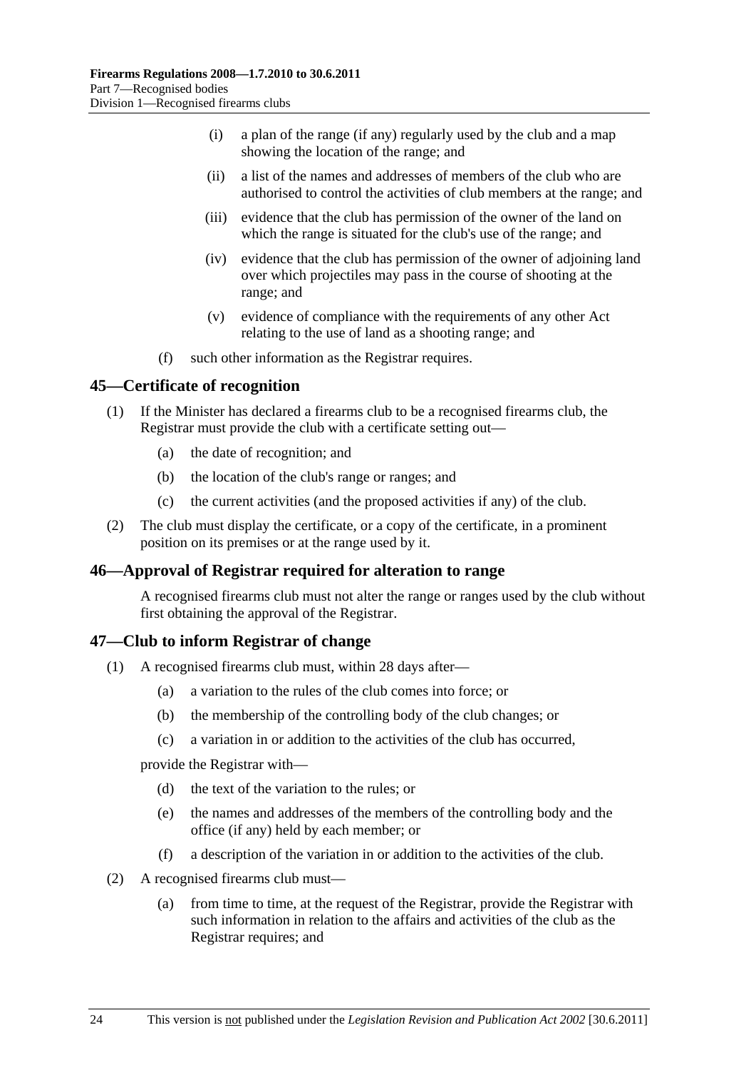(i) a plan of the range (if any) regularly used by the club and a map showing the location of the range; and

(ii) a list of the names and addresses of members of the club who are authorised to control the activities of club members at the range; and

(iii) evidence that the club has permission of the owner of the land on which the range is situated for the club's use of the range; and

(iv) evidence that the club has permission of the owner of adjoining land over which projectiles may pass in the course of shooting at the range; and

(v) evidence of compliance with the requirements of any other Act relating to the use of land as a shooting range; and

(f) such other information as the Registrar requires.

## 45—Certificate of recognition

(1) If the Minister has declared a firearms club to be a recognised firearms club, the Registrar must provide the club with a certificate setting out—

(a) the date of recognition; and

(b) the location of the club's range or ranges; and

(c) the current activities (and the proposed activities if any) of the club.

(2) The club must display the certificate, or a copy of the certificate, in a prominent position on its premises or at the range used by it.

## 46—Approval of Registrar required for alteration to range

A recognised firearms club must not alter the range or ranges used by the club without first obtaining the approval of the Registrar.

## 47—Club to inform Registrar of change

(1) A recognised firearms club must, within 28 days after—

(a) a variation to the rules of the club comes into force; or

(b) the membership of the controlling body of the club changes; or

(c) a variation in or addition to the activities of the club has occurred,

provide the Registrar with—

(d) the text of the variation to the rules; or

(e) the names and addresses of the members of the controlling body and the office (if any) held by each member; or

(f) a description of the variation in or addition to the activities of the club.

(2) A recognised firearms club must—

(a) from time to time, at the request of the Registrar, provide the Registrar with such information in relation to the affairs and activities of the club as the Registrar requires; and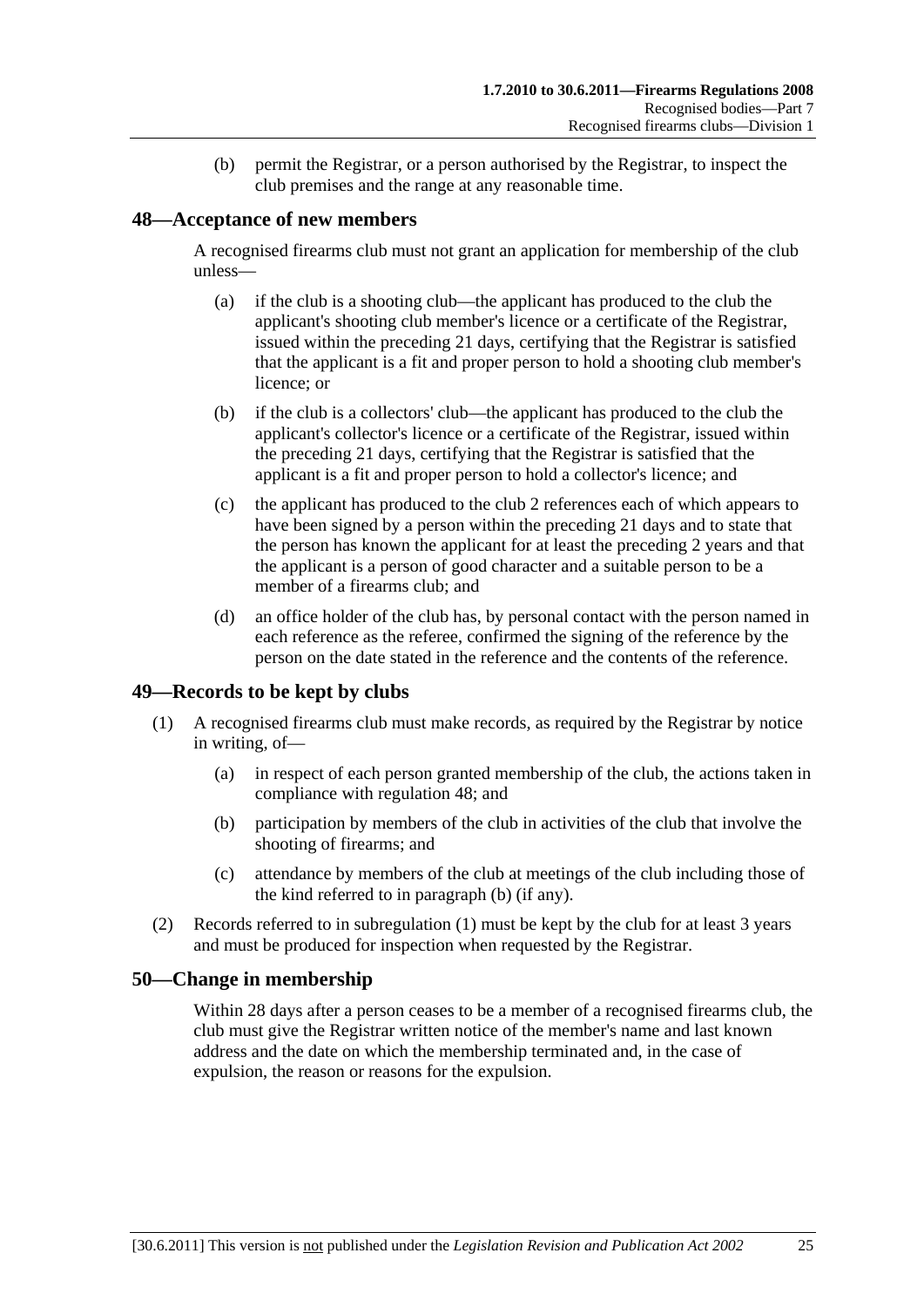(b) permit the Registrar, or a person authorised by the Registrar, to inspect the club premises and the range at any reasonable time.

## 48—Acceptance of new members

A recognised firearms club must not grant an application for membership of the club unless—

(a) if the club is a shooting club—the applicant has produced to the club the applicant's shooting club member's licence or a certificate of the Registrar, issued within the preceding 21 days, certifying that the Registrar is satisfied that the applicant is a fit and proper person to hold a shooting club member's licence; or

(b) if the club is a collectors' club—the applicant has produced to the club the applicant's collector's licence or a certificate of the Registrar, issued within the preceding 21 days, certifying that the Registrar is satisfied that the applicant is a fit and proper person to hold a collector's licence; and

(c) the applicant has produced to the club 2 references each of which appears to have been signed by a person within the preceding 21 days and to state that the person has known the applicant for at least the preceding 2 years and that the applicant is a person of good character and a suitable person to be a member of a firearms club; and

(d) an office holder of the club has, by personal contact with the person named in each reference as the referee, confirmed the signing of the reference by the person on the date stated in the reference and the contents of the reference.

## 49—Records to be kept by clubs

(1) A recognised firearms club must make records, as required by the Registrar by notice in writing, of—

(a) in respect of each person granted membership of the club, the actions taken in compliance with regulation 48; and

(b) participation by members of the club in activities of the club that involve the shooting of firearms; and

(c) attendance by members of the club at meetings of the club including those of the kind referred to in paragraph (b) (if any).

(2) Records referred to in subregulation (1) must be kept by the club for at least 3 years and must be produced for inspection when requested by the Registrar.

## 50—Change in membership

Within 28 days after a person ceases to be a member of a recognised firearms club, the club must give the Registrar written notice of the member's name and last known address and the date on which the membership terminated and, in the case of expulsion, the reason or reasons for the expulsion.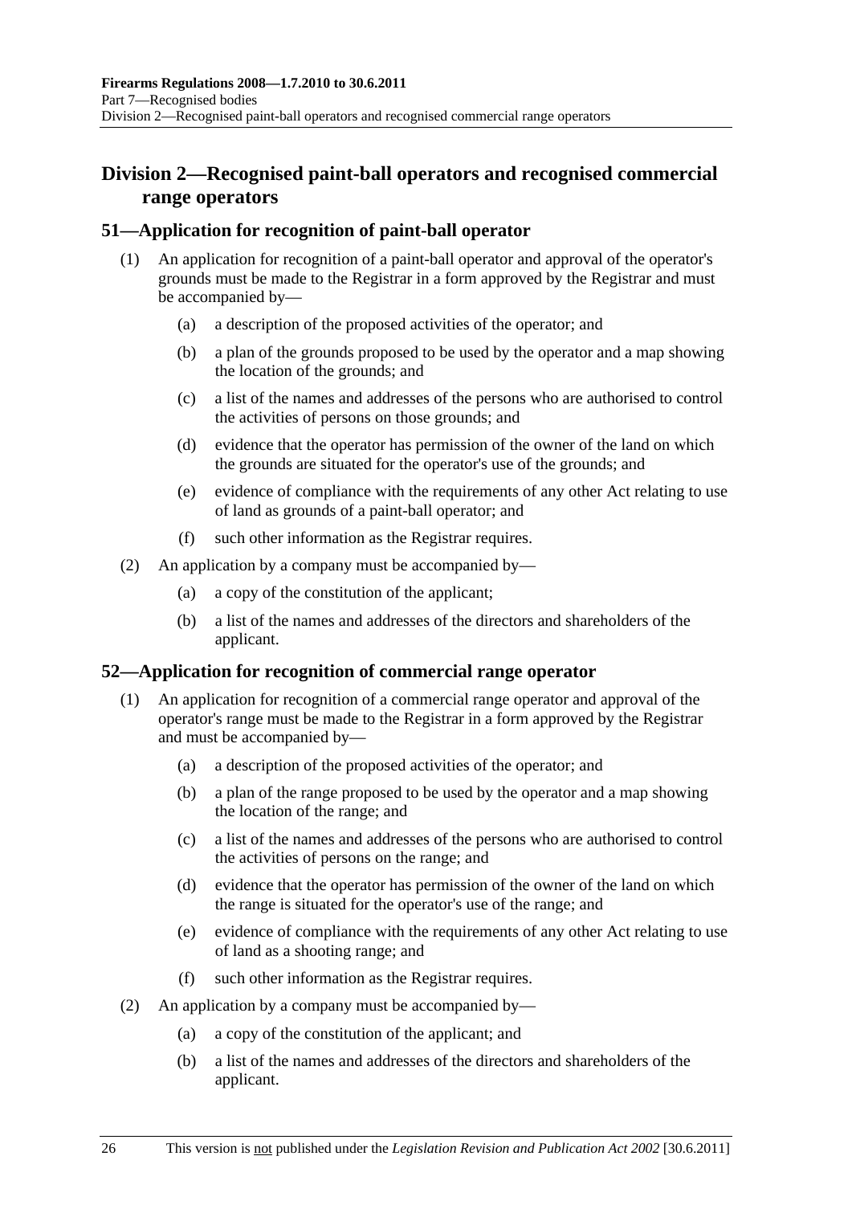## Division 2—Recognised paint-ball operators and recognised commercial range operators

### 51—Application for recognition of paint-ball operator

(1) An application for recognition of a paint-ball operator and approval of the operator's grounds must be made to the Registrar in a form approved by the Registrar and must be accompanied by—

(a) a description of the proposed activities of the operator; and

(b) a plan of the grounds proposed to be used by the operator and a map showing the location of the grounds; and

(c) a list of the names and addresses of the persons who are authorised to control the activities of persons on those grounds; and

(d) evidence that the operator has permission of the owner of the land on which the grounds are situated for the operator's use of the grounds; and

(e) evidence of compliance with the requirements of any other Act relating to use of land as grounds of a paint-ball operator; and

(f) such other information as the Registrar requires.

(2) An application by a company must be accompanied by—

(a) a copy of the constitution of the applicant;

(b) a list of the names and addresses of the directors and shareholders of the applicant.

### 52—Application for recognition of commercial range operator

(1) An application for recognition of a commercial range operator and approval of the operator's range must be made to the Registrar in a form approved by the Registrar and must be accompanied by—

(a) a description of the proposed activities of the operator; and

(b) a plan of the range proposed to be used by the operator and a map showing the location of the range; and

(c) a list of the names and addresses of the persons who are authorised to control the activities of persons on the range; and

(d) evidence that the operator has permission of the owner of the land on which the range is situated for the operator's use of the range; and

(e) evidence of compliance with the requirements of any other Act relating to use of land as a shooting range; and

(f) such other information as the Registrar requires.

(2) An application by a company must be accompanied by—

(a) a copy of the constitution of the applicant; and

(b) a list of the names and addresses of the directors and shareholders of the applicant.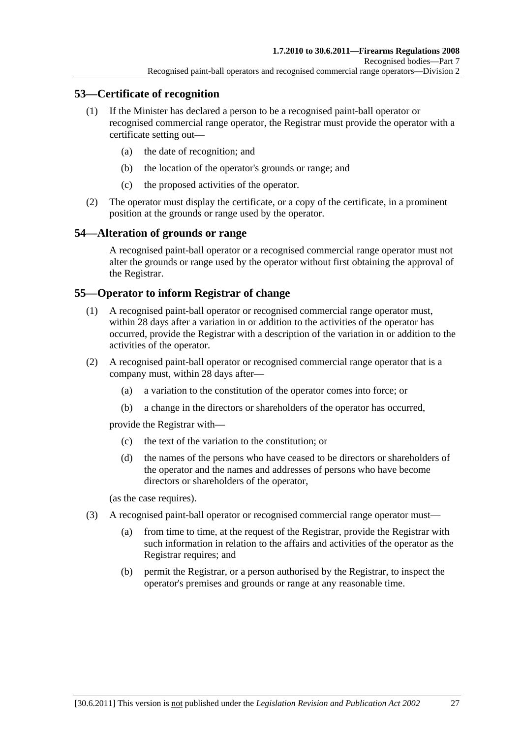## 53—Certificate of recognition

(1) If the Minister has declared a person to be a recognised paint-ball operator or recognised commercial range operator, the Registrar must provide the operator with a certificate setting out—

(a) the date of recognition; and

(b) the location of the operator's grounds or range; and

(c) the proposed activities of the operator.

(2) The operator must display the certificate, or a copy of the certificate, in a prominent position at the grounds or range used by the operator.

## 54—Alteration of grounds or range

A recognised paint-ball operator or a recognised commercial range operator must not alter the grounds or range used by the operator without first obtaining the approval of the Registrar.

## 55—Operator to inform Registrar of change

(1) A recognised paint-ball operator or recognised commercial range operator must, within 28 days after a variation in or addition to the activities of the operator has occurred, provide the Registrar with a description of the variation in or addition to the activities of the operator.

(2) A recognised paint-ball operator or recognised commercial range operator that is a company must, within 28 days after—

(a) a variation to the constitution of the operator comes into force; or

(b) a change in the directors or shareholders of the operator has occurred,

provide the Registrar with—

(c) the text of the variation to the constitution; or

(d) the names of the persons who have ceased to be directors or shareholders of the operator and the names and addresses of persons who have become directors or shareholders of the operator,

(as the case requires).

(3) A recognised paint-ball operator or recognised commercial range operator must—

(a) from time to time, at the request of the Registrar, provide the Registrar with such information in relation to the affairs and activities of the operator as the Registrar requires; and

(b) permit the Registrar, or a person authorised by the Registrar, to inspect the operator's premises and grounds or range at any reasonable time.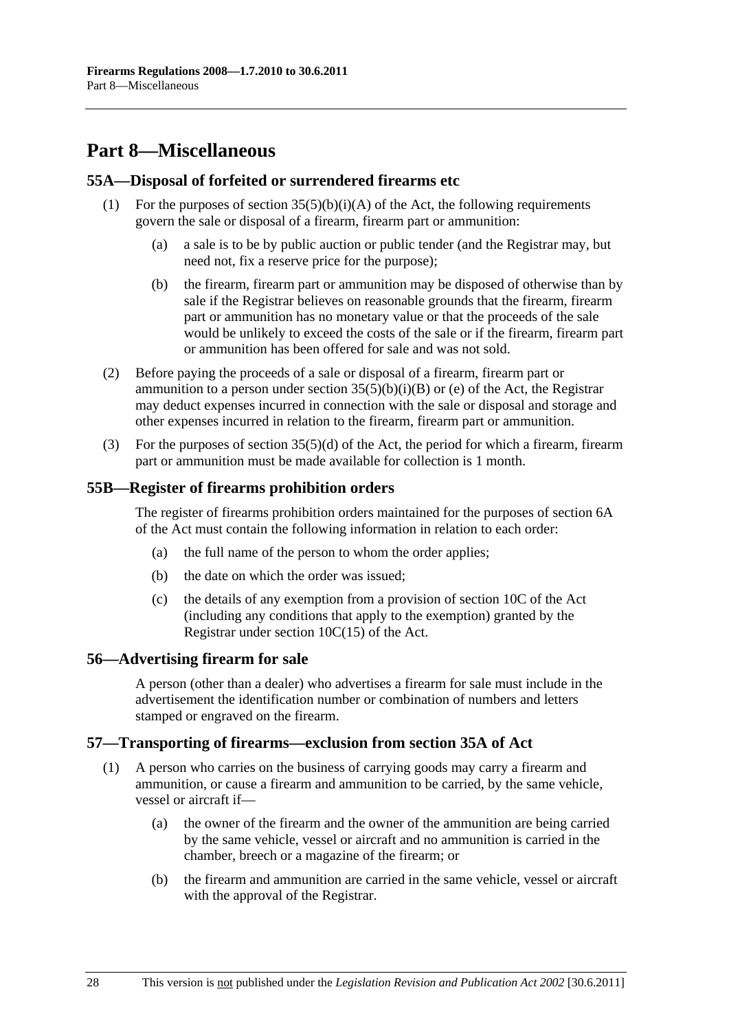# Part 8—Miscellaneous

## 55A—Disposal of forfeited or surrendered firearms etc

(1) For the purposes of section 35(5)(b)(i)(A) of the Act, the following requirements govern the sale or disposal of a firearm, firearm part or ammunition:

(a) a sale is to be by public auction or public tender (and the Registrar may, but need not, fix a reserve price for the purpose);

(b) the firearm, firearm part or ammunition may be disposed of otherwise than by sale if the Registrar believes on reasonable grounds that the firearm, firearm part or ammunition has no monetary value or that the proceeds of the sale would be unlikely to exceed the costs of the sale or if the firearm, firearm part or ammunition has been offered for sale and was not sold.

(2) Before paying the proceeds of a sale or disposal of a firearm, firearm part or ammunition to a person under section 35(5)(b)(i)(B) or (e) of the Act, the Registrar may deduct expenses incurred in connection with the sale or disposal and storage and other expenses incurred in relation to the firearm, firearm part or ammunition.

(3) For the purposes of section 35(5)(d) of the Act, the period for which a firearm, firearm part or ammunition must be made available for collection is 1 month.

## 55B—Register of firearms prohibition orders

The register of firearms prohibition orders maintained for the purposes of section 6A of the Act must contain the following information in relation to each order:

(a) the full name of the person to whom the order applies;

(b) the date on which the order was issued;

(c) the details of any exemption from a provision of section 10C of the Act (including any conditions that apply to the exemption) granted by the Registrar under section 10C(15) of the Act.

## 56—Advertising firearm for sale

A person (other than a dealer) who advertises a firearm for sale must include in the advertisement the identification number or combination of numbers and letters stamped or engraved on the firearm.

## 57—Transporting of firearms—exclusion from section 35A of Act

(1) A person who carries on the business of carrying goods may carry a firearm and ammunition, or cause a firearm and ammunition to be carried, by the same vehicle, vessel or aircraft if—

(a) the owner of the firearm and the owner of the ammunition are being carried by the same vehicle, vessel or aircraft and no ammunition is carried in the chamber, breech or a magazine of the firearm; or

(b) the firearm and ammunition are carried in the same vehicle, vessel or aircraft with the approval of the Registrar.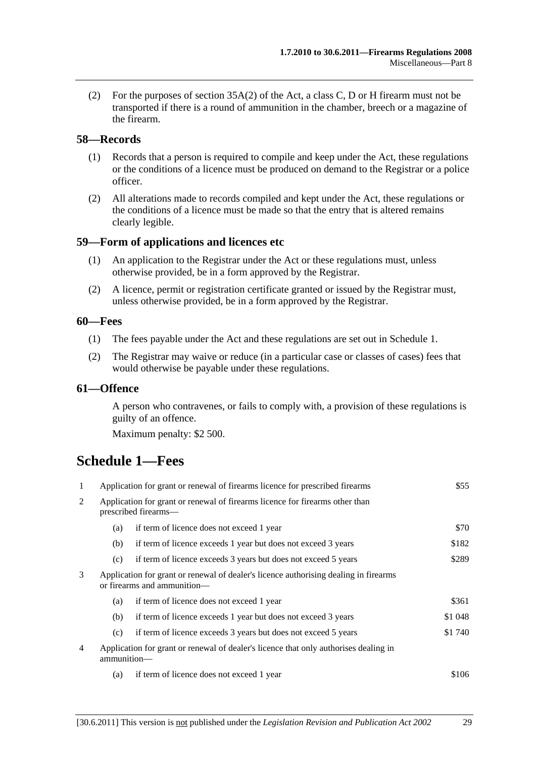(2) For the purposes of section 35A(2) of the Act, a class C, D or H firearm must not be transported if there is a round of ammunition in the chamber, breech or a magazine of the firearm.

### 58—Records

(1) Records that a person is required to compile and keep under the Act, these regulations or the conditions of a licence must be produced on demand to the Registrar or a police officer.

(2) All alterations made to records compiled and kept under the Act, these regulations or the conditions of a licence must be made so that the entry that is altered remains clearly legible.

### 59—Form of applications and licences etc

(1) An application to the Registrar under the Act or these regulations must, unless otherwise provided, be in a form approved by the Registrar.

(2) A licence, permit or registration certificate granted or issued by the Registrar must, unless otherwise provided, be in a form approved by the Registrar.

### 60—Fees

(1) The fees payable under the Act and these regulations are set out in Schedule 1.

(2) The Registrar may waive or reduce (in a particular case or classes of cases) fees that would otherwise be payable under these regulations.

### 61—Offence

A person who contravenes, or fails to comply with, a provision of these regulations is guilty of an offence.

Maximum penalty: $2 500.

## Schedule 1—Fees

| | | | |
|---|---|---|---|
| 1 | Application for grant or renewal of firearms licence for prescribed firearms | | $55 |
| 2 | Application for grant or renewal of firearms licence for firearms other than prescribed firearms— | | |
| | (a) | if term of licence does not exceed 1 year | $70 |
| | (b) | if term of licence exceeds 1 year but does not exceed 3 years | $182 |
| | (c) | if term of licence exceeds 3 years but does not exceed 5 years | $289 |
| 3 | Application for grant or renewal of dealer's licence authorising dealing in firearms or firearms and ammunition— | | |
| | (a) | if term of licence does not exceed 1 year | $361 |
| | (b) | if term of licence exceeds 1 year but does not exceed 3 years | $1 048 |
| | (c) | if term of licence exceeds 3 years but does not exceed 5 years | $1 740 |
| 4 | Application for grant or renewal of dealer's licence that only authorises dealing in ammunition— | | |
| | (a) | if term of licence does not exceed 1 year | $106 |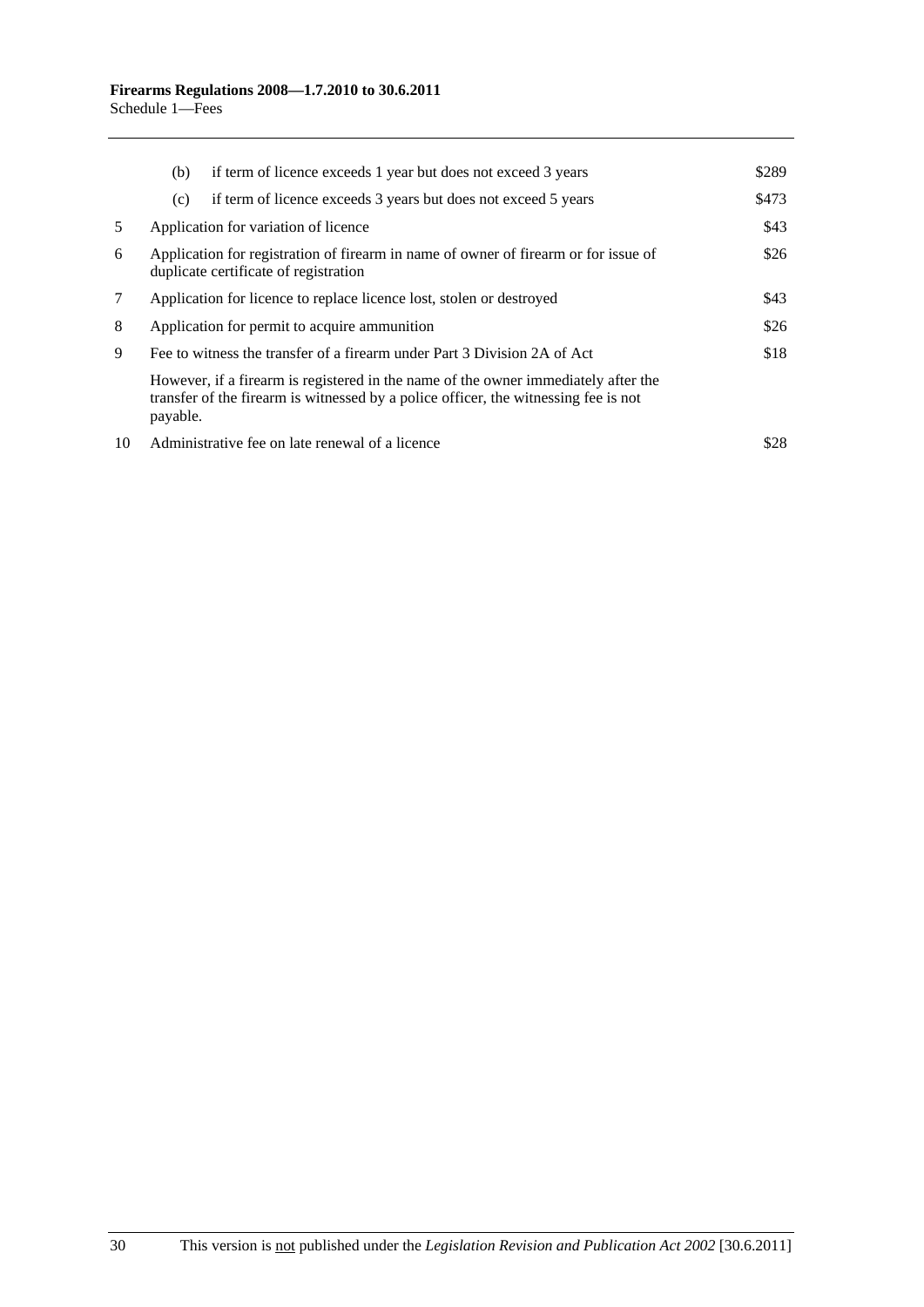| | | |
|---|---|---|
| | (b) if term of licence exceeds 1 year but does not exceed 3 years | $289 |
| | (c) if term of licence exceeds 3 years but does not exceed 5 years | $473 |
| 5 | Application for variation of licence | $43 |
| 6 | Application for registration of firearm in name of owner of firearm or for issue of duplicate certificate of registration | $26 |
| 7 | Application for licence to replace licence lost, stolen or destroyed | $43 |
| 8 | Application for permit to acquire ammunition | $26 |
| 9 | Fee to witness the transfer of a firearm under Part 3 Division 2A of Act | $18 |
| | However, if a firearm is registered in the name of the owner immediately after the transfer of the firearm is witnessed by a police officer, the witnessing fee is not payable. | |
| 10 | Administrative fee on late renewal of a licence | $28 |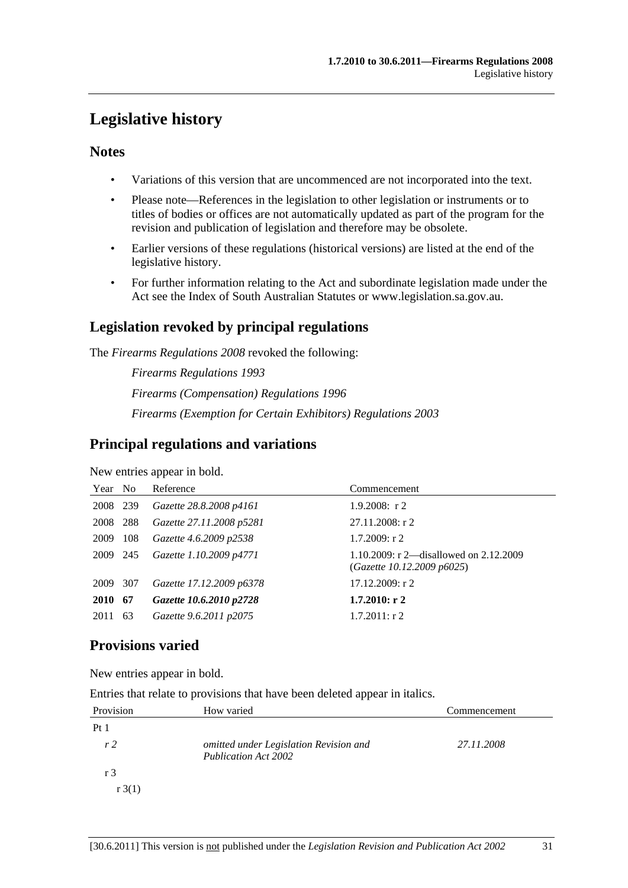# Legislative history

## Notes

- Variations of this version that are uncommenced are not incorporated into the text.
- Please note—References in the legislation to other legislation or instruments or to titles of bodies or offices are not automatically updated as part of the program for the revision and publication of legislation and therefore may be obsolete.
- Earlier versions of these regulations (historical versions) are listed at the end of the legislative history.
- For further information relating to the Act and subordinate legislation made under the Act see the Index of South Australian Statutes or www.legislation.sa.gov.au.

## Legislation revoked by principal regulations

The *Firearms Regulations 2008* revoked the following:

*Firearms Regulations 1993*

*Firearms (Compensation) Regulations 1996*

*Firearms (Exemption for Certain Exhibitors) Regulations 2003*

## Principal regulations and variations

New entries appear in bold.

| Year | No | Reference | Commencement |
|---|---|---|---|
| 2008 | 239 | *Gazette 28.8.2008 p4161* | 1.9.2008: r 2 |
| 2008 | 288 | *Gazette 27.11.2008 p5281* | 27.11.2008: r 2 |
| 2009 | 108 | *Gazette 4.6.2009 p2538* | 1.7.2009: r 2 |
| 2009 | 245 | *Gazette 1.10.2009 p4771* | 1.10.2009: r 2—disallowed on 2.12.2009 (*Gazette 10.12.2009 p6025*) |
| 2009 | 307 | *Gazette 17.12.2009 p6378* | 17.12.2009: r 2 |
| **2010** | **67** | ***Gazette 10.6.2010 p2728*** | **1.7.2010: r 2** |
| 2011 | 63 | *Gazette 9.6.2011 p2075* | 1.7.2011: r 2 |

## Provisions varied

New entries appear in bold.

Entries that relate to provisions that have been deleted appear in italics.

| Provision | How varied | Commencement |
|---|---|---|
| Pt 1 | | |
| *r 2* | *omitted under Legislation Revision and Publication Act 2002* | *27.11.2008* |
| r 3 | | |
| r 3(1) | | |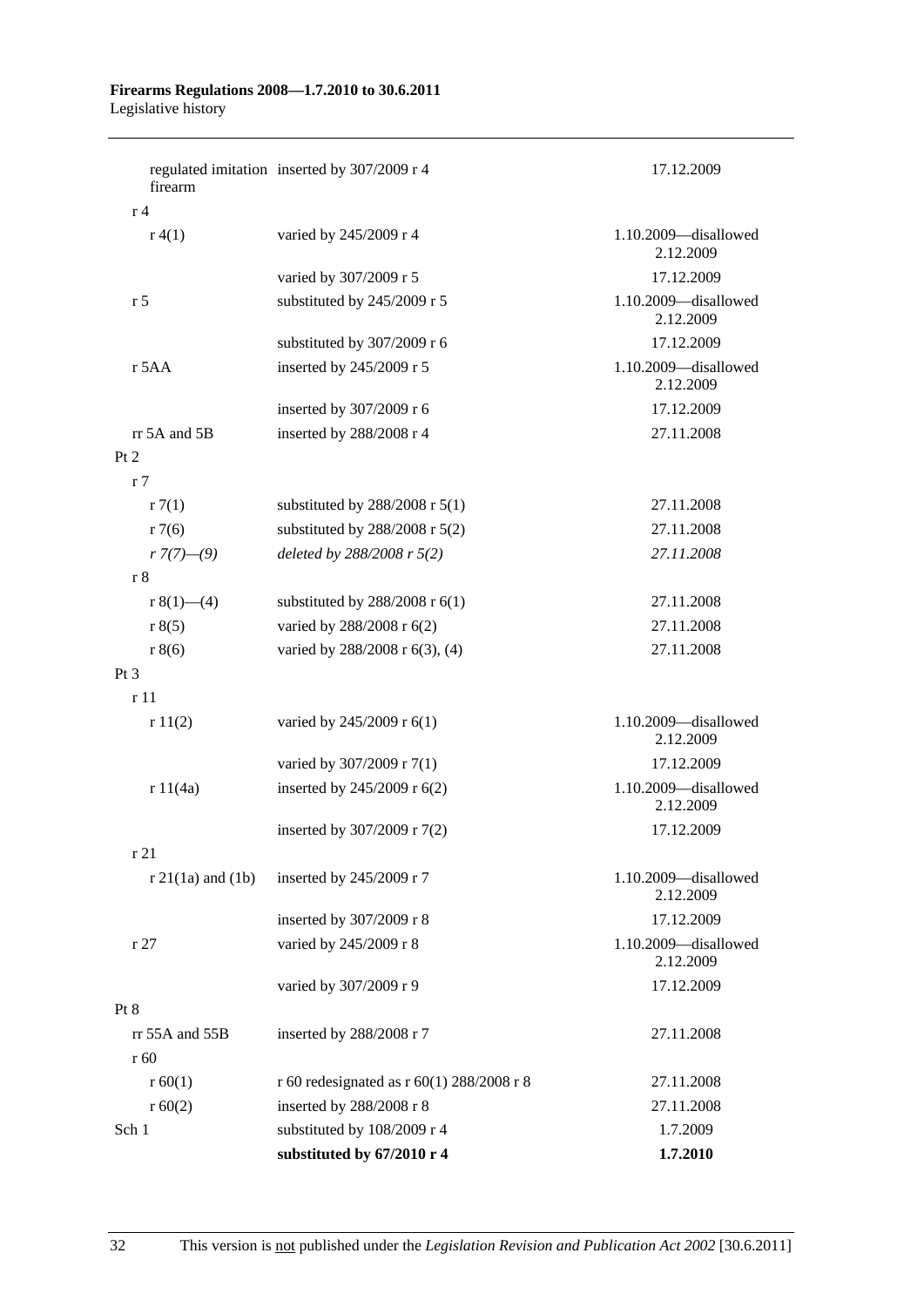| | | |
|---|---|---|
| regulated imitation firearm | inserted by 307/2009 r 4 | 17.12.2009 |
| r 4 | | |
| r 4(1) | varied by 245/2009 r 4 | 1.10.2009—disallowed 2.12.2009 |
| | varied by 307/2009 r 5 | 17.12.2009 |
| r 5 | substituted by 245/2009 r 5 | 1.10.2009—disallowed 2.12.2009 |
| | substituted by 307/2009 r 6 | 17.12.2009 |
| r 5AA | inserted by 245/2009 r 5 | 1.10.2009—disallowed 2.12.2009 |
| | inserted by 307/2009 r 6 | 17.12.2009 |
| rr 5A and 5B | inserted by 288/2008 r 4 | 27.11.2008 |
| Pt 2 | | |
| r 7 | | |
| r 7(1) | substituted by 288/2008 r 5(1) | 27.11.2008 |
| r 7(6) | substituted by 288/2008 r 5(2) | 27.11.2008 |
| *r 7(7)—(9)* | *deleted by 288/2008 r 5(2)* | *27.11.2008* |
| r 8 | | |
| r 8(1)—(4) | substituted by 288/2008 r 6(1) | 27.11.2008 |
| r 8(5) | varied by 288/2008 r 6(2) | 27.11.2008 |
| r 8(6) | varied by 288/2008 r 6(3), (4) | 27.11.2008 |
| Pt 3 | | |
| r 11 | | |
| r 11(2) | varied by 245/2009 r 6(1) | 1.10.2009—disallowed 2.12.2009 |
| | varied by 307/2009 r 7(1) | 17.12.2009 |
| r 11(4a) | inserted by 245/2009 r 6(2) | 1.10.2009—disallowed 2.12.2009 |
| | inserted by 307/2009 r 7(2) | 17.12.2009 |
| r 21 | | |
| r 21(1a) and (1b) | inserted by 245/2009 r 7 | 1.10.2009—disallowed 2.12.2009 |
| | inserted by 307/2009 r 8 | 17.12.2009 |
| r 27 | varied by 245/2009 r 8 | 1.10.2009—disallowed 2.12.2009 |
| | varied by 307/2009 r 9 | 17.12.2009 |
| Pt 8 | | |
| rr 55A and 55B | inserted by 288/2008 r 7 | 27.11.2008 |
| r 60 | | |
| r 60(1) | r 60 redesignated as r 60(1) 288/2008 r 8 | 27.11.2008 |
| r 60(2) | inserted by 288/2008 r 8 | 27.11.2008 |
| Sch 1 | substituted by 108/2009 r 4 | 1.7.2009 |
| | **substituted by 67/2010 r 4** | **1.7.2010** |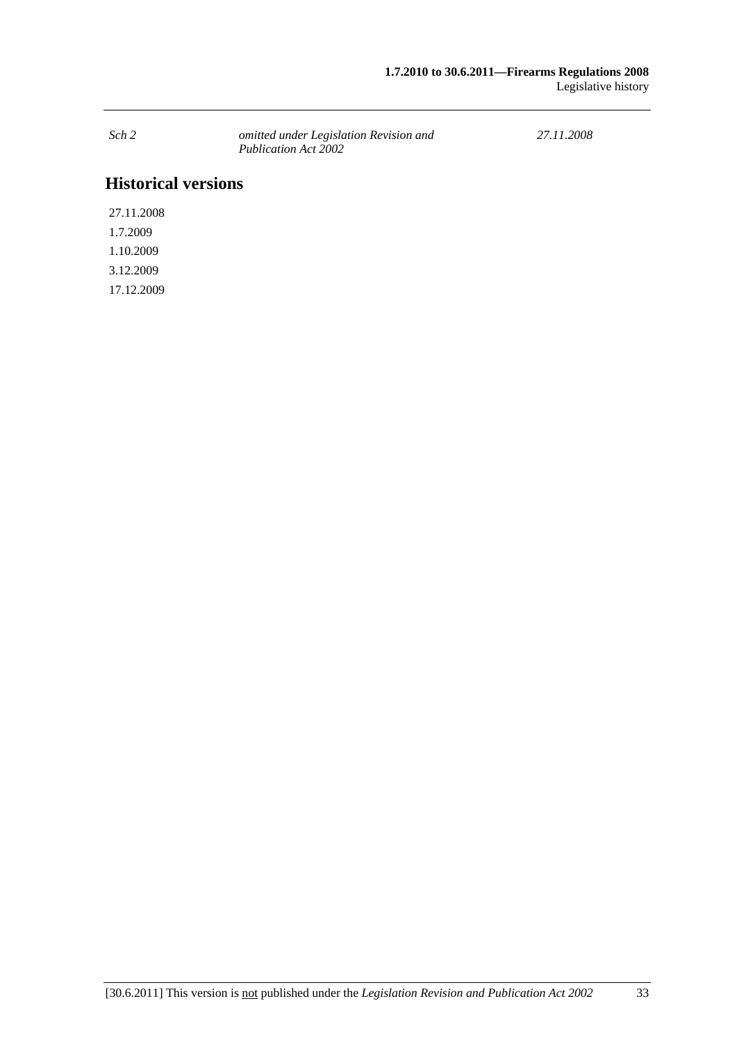| | | |
|---|---|---|
| *Sch 2* | *omitted under Legislation Revision and Publication Act 2002* | *27.11.2008* |

## Historical versions

27.11.2008

1.7.2009

1.10.2009

3.12.2009

17.12.2009